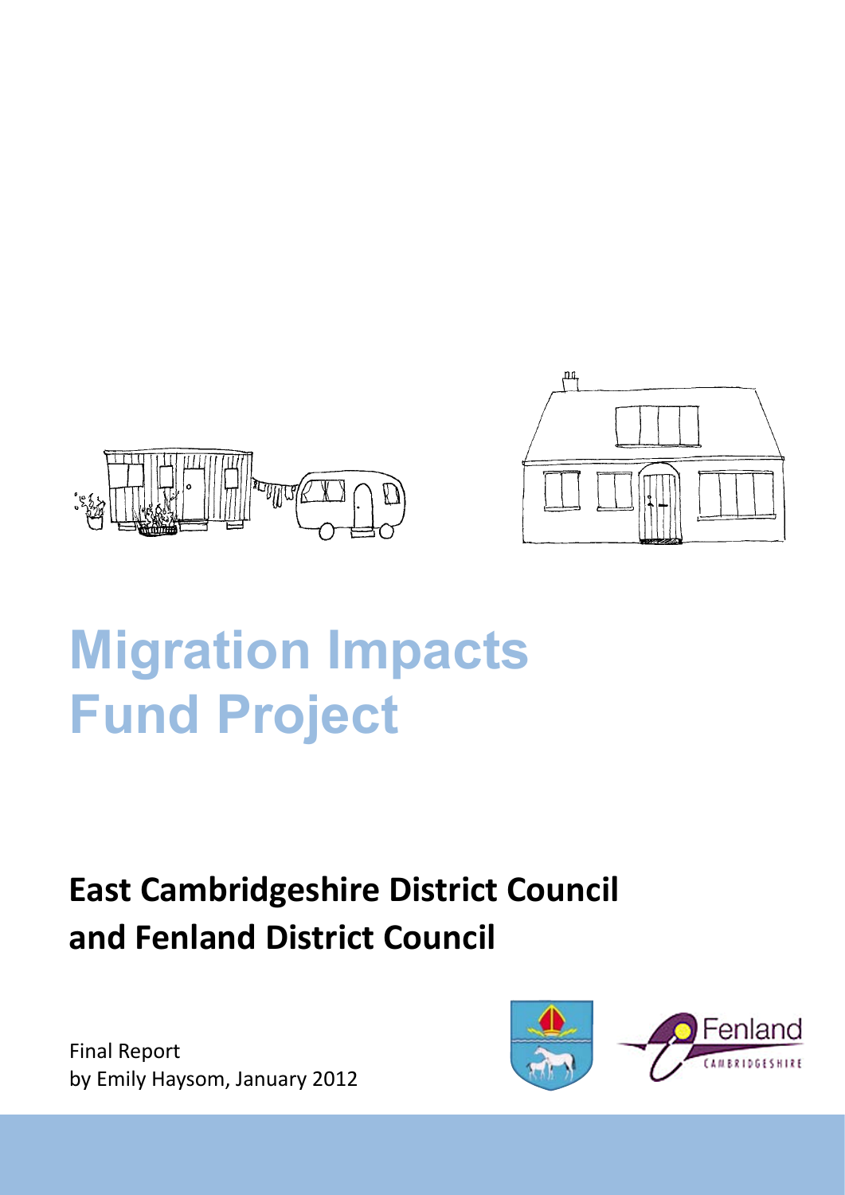# Migration Impacts Fund Project

## East Cambridgeshire District Council and Fenland District Council

Final Report
by Emily Haysom, January 2012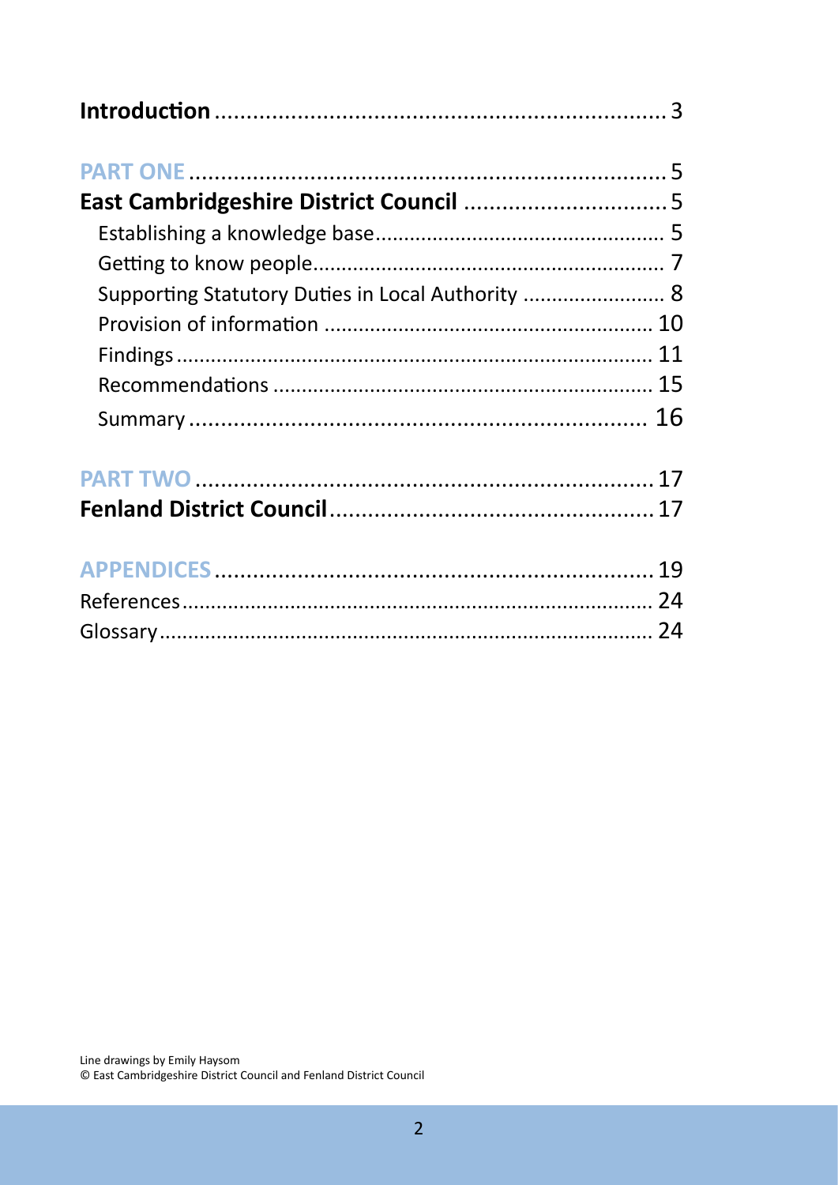**Introduction** .................................................................... 3

**PART ONE** ........................................................................ 5

**East Cambridgeshire District Council** ................................ 5

- Establishing a knowledge base................................................ 5
- Getting to know people............................................................ 7
- Supporting Statutory Duties in Local Authority ........................ 8
- Provision of information ........................................................ 10
- Findings ................................................................................ 11
- Recommendations ................................................................ 15
- Summary .............................................................................. 16

**PART TWO** ...................................................................... 17

**Fenland District Council**.................................................... 17

**APPENDICES** .................................................................... 19

References................................................................................ 24

Glossary.................................................................................... 24

Line drawings by Emily Haysom
© East Cambridgeshire District Council and Fenland District Council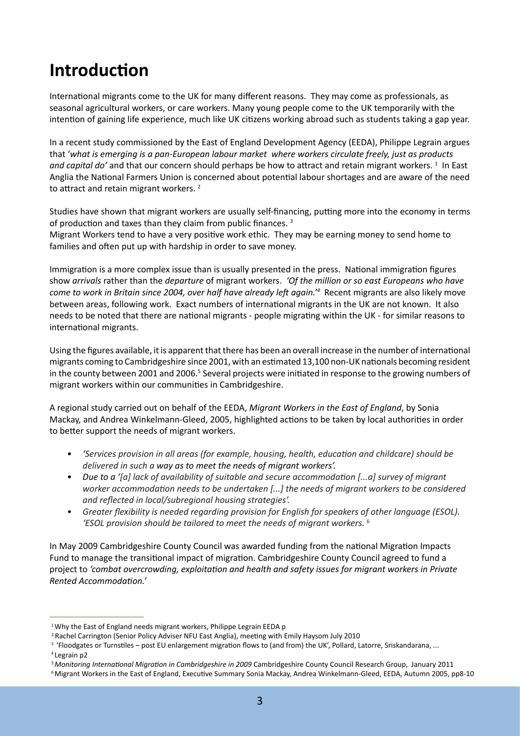# Introduction

International migrants come to the UK for many different reasons. They may come as professionals, as seasonal agricultural workers, or care workers. Many young people come to the UK temporarily with the intention of gaining life experience, much like UK citizens working abroad such as students taking a gap year.

In a recent study commissioned by the East of England Development Agency (EEDA), Philippe Legrain argues that '*what is emerging is a pan-European labour market where workers circulate freely, just as products and capital do'* and that our concern should perhaps be how to attract and retain migrant workers. [1] In East Anglia the National Farmers Union is concerned about potential labour shortages and are aware of the need to attract and retain migrant workers. [2]

Studies have shown that migrant workers are usually self-financing, putting more into the economy in terms of production and taxes than they claim from public finances. [3]
Migrant Workers tend to have a very positive work ethic. They may be earning money to send home to families and often put up with hardship in order to save money.

Immigration is a more complex issue than is usually presented in the press. National immigration figures show *arrivals* rather than the *departure* of migrant workers. *'Of the million or so east Europeans who have come to work in Britain since 2004, over half have already left again.'*[4] Recent migrants are also likely move between areas, following work. Exact numbers of international migrants in the UK are not known. It also needs to be noted that there are national migrants - people migrating within the UK - for similar reasons to international migrants.

Using the figures available, it is apparent that there has been an overall increase in the number of international migrants coming to Cambridgeshire since 2001, with an estimated 13,100 non-UK nationals becoming resident in the county between 2001 and 2006.[5] Several projects were initiated in response to the growing numbers of migrant workers within our communities in Cambridgeshire.

A regional study carried out on behalf of the EEDA, *Migrant Workers in the East of England*, by Sonia Mackay, and Andrea Winkelmann-Gleed, 2005, highlighted actions to be taken by local authorities in order to better support the needs of migrant workers.

- *'Services provision in all areas (for example, housing, health, education and childcare) should be delivered in such a way as to meet the needs of migrant workers'.*
- *Due to a '[a] lack of availability of suitable and secure accommodation [...a] survey of migrant worker accommodation needs to be undertaken [...] the needs of migrant workers to be considered and reflected in local/subregional housing strategies'.*
- *Greater flexibility is needed regarding provision for English for speakers of other language (ESOL). 'ESOL provision should be tailored to meet the needs of migrant workers.* [6]

In May 2009 Cambridgeshire County Council was awarded funding from the national Migration Impacts Fund to manage the transitional impact of migration. Cambridgeshire County Council agreed to fund a project to *'combat overcrowding, exploitation and health and safety issues for migrant workers in Private Rented Accommodation.'*

---

[1] Why the East of England needs migrant workers, Philippe Legrain EEDA p
[2] Rachel Carrington (Senior Policy Adviser NFU East Anglia), meeting with Emily Haysom July 2010
[3] 'Floodgates or Turnstiles – post EU enlargement migration flows to (and from) the UK', Pollard, Latorre, Sriskandarana, ...
[4] Legrain p2
[5] *Monitoring International Migration in Cambridgeshire in 2009* Cambridgeshire County Council Research Group, January 2011
[6] Migrant Workers in the East of England, Executive Summary Sonia Mackay, Andrea Winkelmann-Gleed, EEDA, Autumn 2005, pp8-10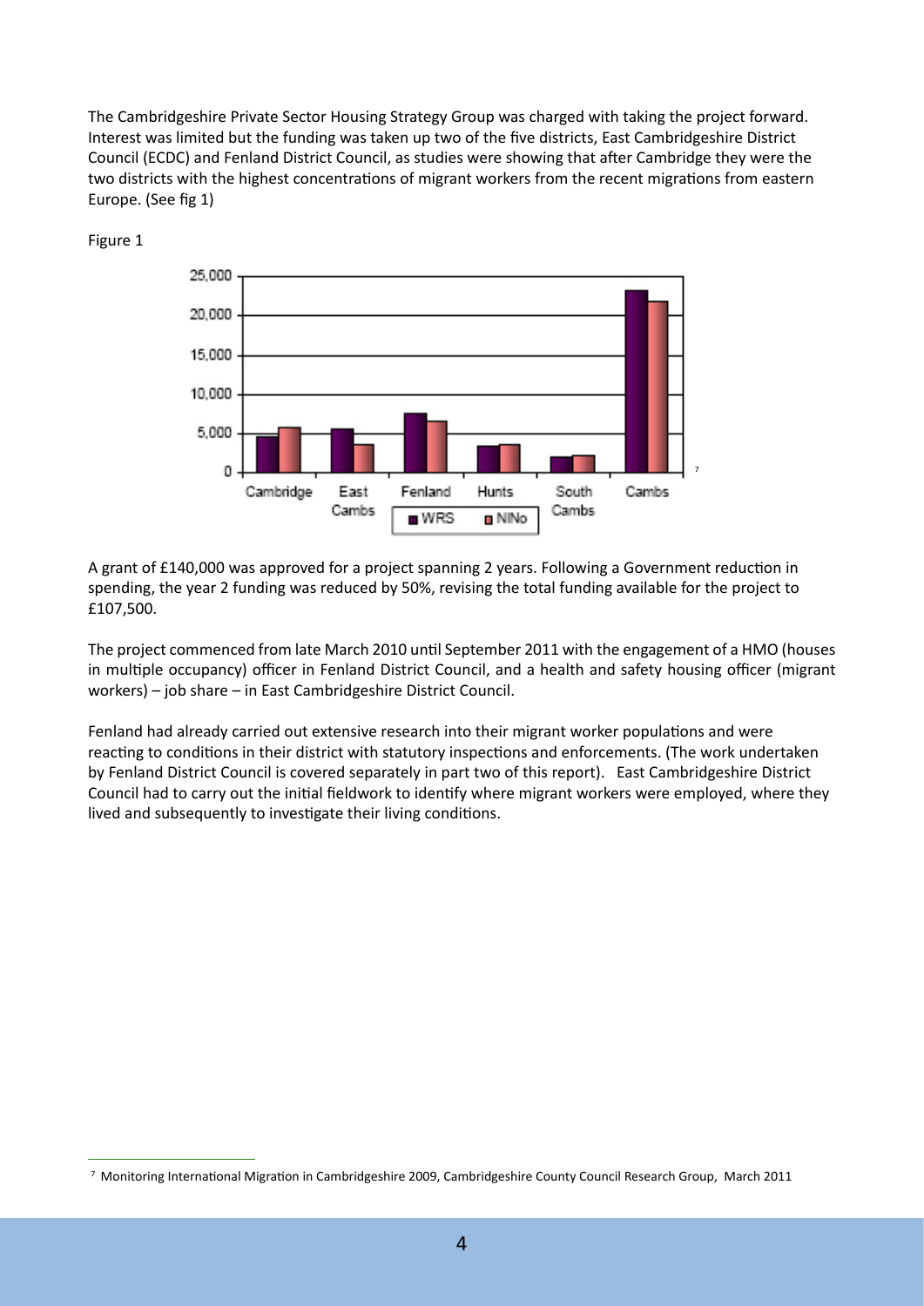The Cambridgeshire Private Sector Housing Strategy Group was charged with taking the project forward. Interest was limited but the funding was taken up two of the five districts, East Cambridgeshire District Council (ECDC) and Fenland District Council, as studies were showing that after Cambridge they were the two districts with the highest concentrations of migrant workers from the recent migrations from eastern Europe. (See fig 1)

Figure 1

A grant of £140,000 was approved for a project spanning 2 years. Following a Government reduction in spending, the year 2 funding was reduced by 50%, revising the total funding available for the project to £107,500.

The project commenced from late March 2010 until September 2011 with the engagement of a HMO (houses in multiple occupancy) officer in Fenland District Council, and a health and safety housing officer (migrant workers) – job share – in East Cambridgeshire District Council.

Fenland had already carried out extensive research into their migrant worker populations and were reacting to conditions in their district with statutory inspections and enforcements. (The work undertaken by Fenland District Council is covered separately in part two of this report). East Cambridgeshire District Council had to carry out the initial fieldwork to identify where migrant workers were employed, where they lived and subsequently to investigate their living conditions.

[7] Monitoring International Migration in Cambridgeshire 2009, Cambridgeshire County Council Research Group, March 2011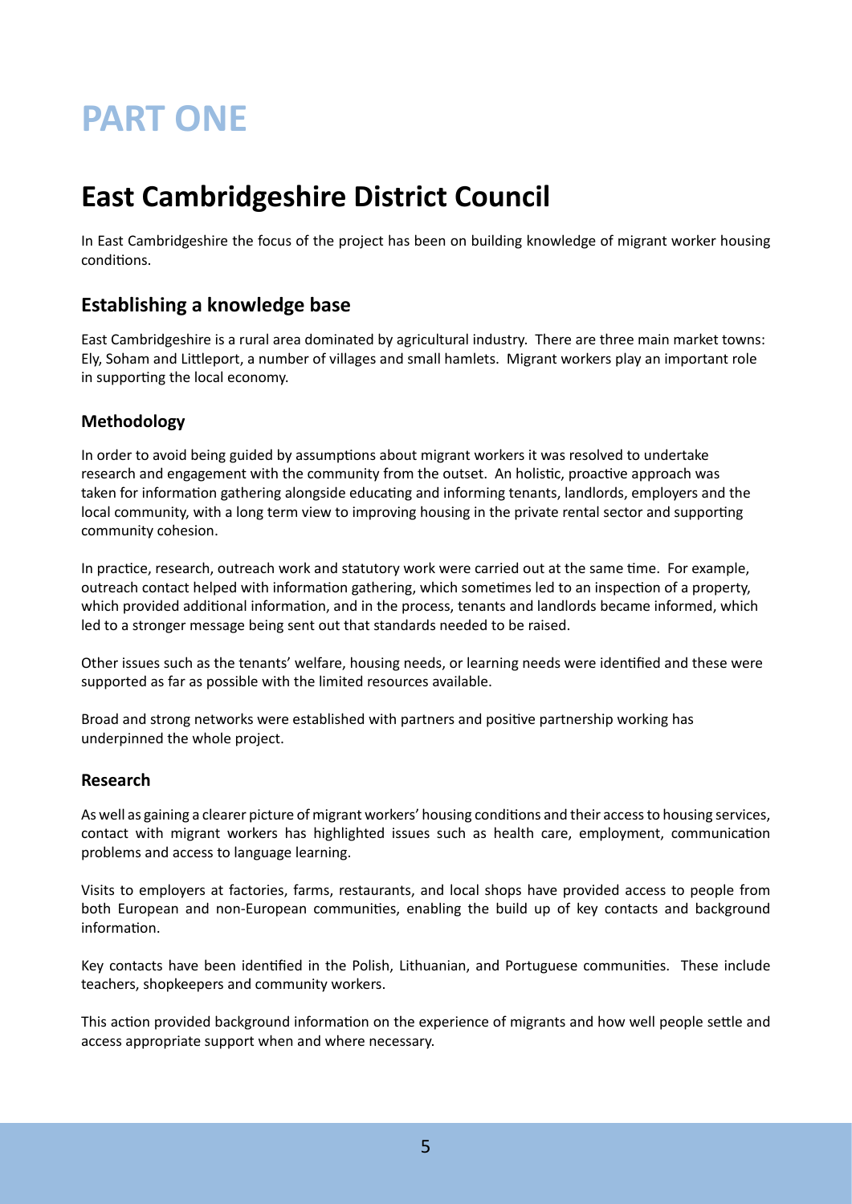# PART ONE

## East Cambridgeshire District Council

In East Cambridgeshire the focus of the project has been on building knowledge of migrant worker housing conditions.

### Establishing a knowledge base

East Cambridgeshire is a rural area dominated by agricultural industry. There are three main market towns: Ely, Soham and Littleport, a number of villages and small hamlets. Migrant workers play an important role in supporting the local economy.

#### Methodology

In order to avoid being guided by assumptions about migrant workers it was resolved to undertake research and engagement with the community from the outset. An holistic, proactive approach was taken for information gathering alongside educating and informing tenants, landlords, employers and the local community, with a long term view to improving housing in the private rental sector and supporting community cohesion.

In practice, research, outreach work and statutory work were carried out at the same time. For example, outreach contact helped with information gathering, which sometimes led to an inspection of a property, which provided additional information, and in the process, tenants and landlords became informed, which led to a stronger message being sent out that standards needed to be raised.

Other issues such as the tenants' welfare, housing needs, or learning needs were identified and these were supported as far as possible with the limited resources available.

Broad and strong networks were established with partners and positive partnership working has underpinned the whole project.

#### Research

As well as gaining a clearer picture of migrant workers' housing conditions and their access to housing services, contact with migrant workers has highlighted issues such as health care, employment, communication problems and access to language learning.

Visits to employers at factories, farms, restaurants, and local shops have provided access to people from both European and non-European communities, enabling the build up of key contacts and background information.

Key contacts have been identified in the Polish, Lithuanian, and Portuguese communities. These include teachers, shopkeepers and community workers.

This action provided background information on the experience of migrants and how well people settle and access appropriate support when and where necessary.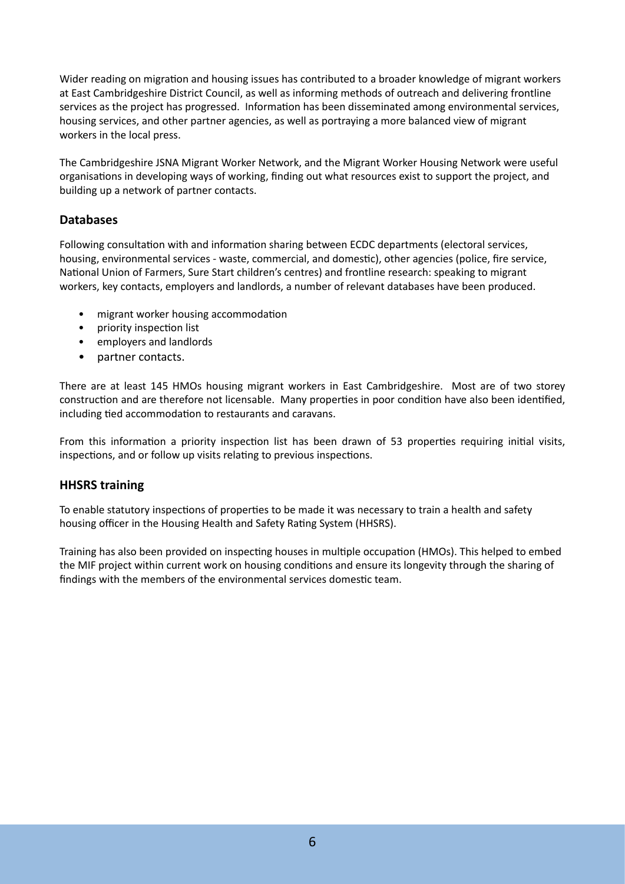Wider reading on migration and housing issues has contributed to a broader knowledge of migrant workers at East Cambridgeshire District Council, as well as informing methods of outreach and delivering frontline services as the project has progressed. Information has been disseminated among environmental services, housing services, and other partner agencies, as well as portraying a more balanced view of migrant workers in the local press.

The Cambridgeshire JSNA Migrant Worker Network, and the Migrant Worker Housing Network were useful organisations in developing ways of working, finding out what resources exist to support the project, and building up a network of partner contacts.

## Databases

Following consultation with and information sharing between ECDC departments (electoral services, housing, environmental services - waste, commercial, and domestic), other agencies (police, fire service, National Union of Farmers, Sure Start children's centres) and frontline research: speaking to migrant workers, key contacts, employers and landlords, a number of relevant databases have been produced.

- migrant worker housing accommodation
- priority inspection list
- employers and landlords
- partner contacts.

There are at least 145 HMOs housing migrant workers in East Cambridgeshire. Most are of two storey construction and are therefore not licensable. Many properties in poor condition have also been identified, including tied accommodation to restaurants and caravans.

From this information a priority inspection list has been drawn of 53 properties requiring initial visits, inspections, and or follow up visits relating to previous inspections.

## HHSRS training

To enable statutory inspections of properties to be made it was necessary to train a health and safety housing officer in the Housing Health and Safety Rating System (HHSRS).

Training has also been provided on inspecting houses in multiple occupation (HMOs). This helped to embed the MIF project within current work on housing conditions and ensure its longevity through the sharing of findings with the members of the environmental services domestic team.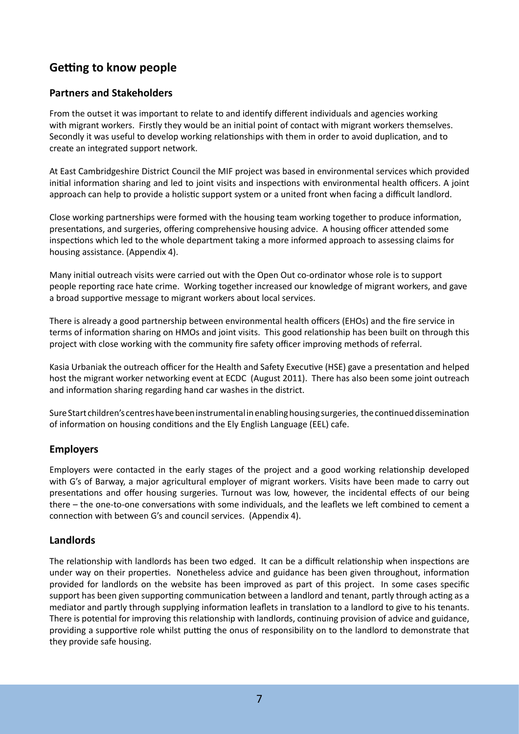## Getting to know people

### Partners and Stakeholders

From the outset it was important to relate to and identify different individuals and agencies working with migrant workers. Firstly they would be an initial point of contact with migrant workers themselves. Secondly it was useful to develop working relationships with them in order to avoid duplication, and to create an integrated support network.

At East Cambridgeshire District Council the MIF project was based in environmental services which provided initial information sharing and led to joint visits and inspections with environmental health officers. A joint approach can help to provide a holistic support system or a united front when facing a difficult landlord.

Close working partnerships were formed with the housing team working together to produce information, presentations, and surgeries, offering comprehensive housing advice. A housing officer attended some inspections which led to the whole department taking a more informed approach to assessing claims for housing assistance. (Appendix 4).

Many initial outreach visits were carried out with the Open Out co-ordinator whose role is to support people reporting race hate crime. Working together increased our knowledge of migrant workers, and gave a broad supportive message to migrant workers about local services.

There is already a good partnership between environmental health officers (EHOs) and the fire service in terms of information sharing on HMOs and joint visits. This good relationship has been built on through this project with close working with the community fire safety officer improving methods of referral.

Kasia Urbaniak the outreach officer for the Health and Safety Executive (HSE) gave a presentation and helped host the migrant worker networking event at ECDC (August 2011). There has also been some joint outreach and information sharing regarding hand car washes in the district.

Sure Start children's centres have been instrumental in enabling housing surgeries, the continued dissemination of information on housing conditions and the Ely English Language (EEL) cafe.

### Employers

Employers were contacted in the early stages of the project and a good working relationship developed with G's of Barway, a major agricultural employer of migrant workers. Visits have been made to carry out presentations and offer housing surgeries. Turnout was low, however, the incidental effects of our being there – the one-to-one conversations with some individuals, and the leaflets we left combined to cement a connection with between G's and council services. (Appendix 4).

### Landlords

The relationship with landlords has been two edged. It can be a difficult relationship when inspections are under way on their properties. Nonetheless advice and guidance has been given throughout, information provided for landlords on the website has been improved as part of this project. In some cases specific support has been given supporting communication between a landlord and tenant, partly through acting as a mediator and partly through supplying information leaflets in translation to a landlord to give to his tenants. There is potential for improving this relationship with landlords, continuing provision of advice and guidance, providing a supportive role whilst putting the onus of responsibility on to the landlord to demonstrate that they provide safe housing.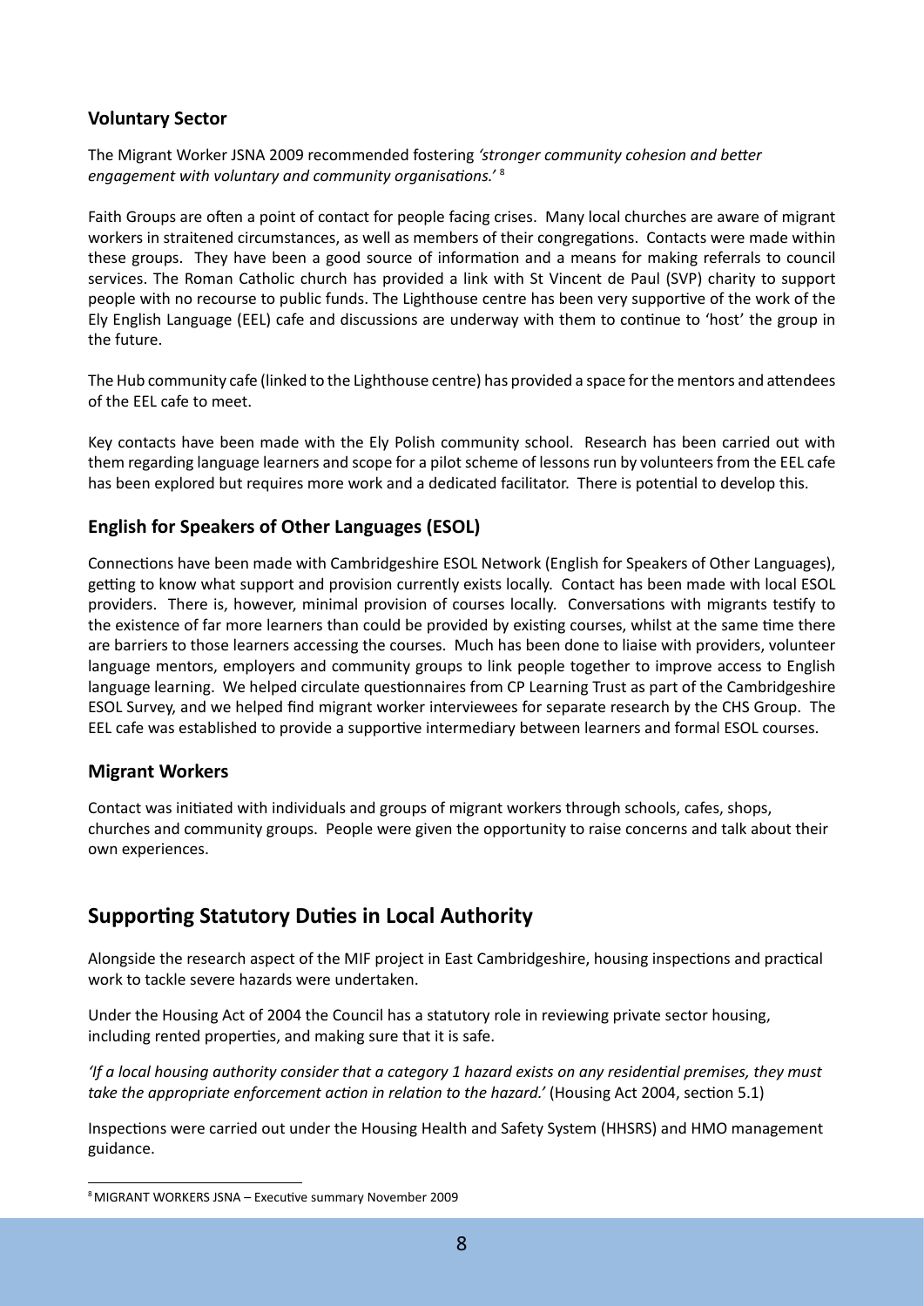### Voluntary Sector

The Migrant Worker JSNA 2009 recommended fostering *'stronger community cohesion and better engagement with voluntary and community organisations.'* [8]

Faith Groups are often a point of contact for people facing crises. Many local churches are aware of migrant workers in straitened circumstances, as well as members of their congregations. Contacts were made within these groups. They have been a good source of information and a means for making referrals to council services. The Roman Catholic church has provided a link with St Vincent de Paul (SVP) charity to support people with no recourse to public funds. The Lighthouse centre has been very supportive of the work of the Ely English Language (EEL) cafe and discussions are underway with them to continue to 'host' the group in the future.

The Hub community cafe (linked to the Lighthouse centre) has provided a space for the mentors and attendees of the EEL cafe to meet.

Key contacts have been made with the Ely Polish community school. Research has been carried out with them regarding language learners and scope for a pilot scheme of lessons run by volunteers from the EEL cafe has been explored but requires more work and a dedicated facilitator. There is potential to develop this.

### English for Speakers of Other Languages (ESOL)

Connections have been made with Cambridgeshire ESOL Network (English for Speakers of Other Languages), getting to know what support and provision currently exists locally. Contact has been made with local ESOL providers. There is, however, minimal provision of courses locally. Conversations with migrants testify to the existence of far more learners than could be provided by existing courses, whilst at the same time there are barriers to those learners accessing the courses. Much has been done to liaise with providers, volunteer language mentors, employers and community groups to link people together to improve access to English language learning. We helped circulate questionnaires from CP Learning Trust as part of the Cambridgeshire ESOL Survey, and we helped find migrant worker interviewees for separate research by the CHS Group. The EEL cafe was established to provide a supportive intermediary between learners and formal ESOL courses.

### Migrant Workers

Contact was initiated with individuals and groups of migrant workers through schools, cafes, shops, churches and community groups. People were given the opportunity to raise concerns and talk about their own experiences.

## Supporting Statutory Duties in Local Authority

Alongside the research aspect of the MIF project in East Cambridgeshire, housing inspections and practical work to tackle severe hazards were undertaken.

Under the Housing Act of 2004 the Council has a statutory role in reviewing private sector housing, including rented properties, and making sure that it is safe.

*'If a local housing authority consider that a category 1 hazard exists on any residential premises, they must take the appropriate enforcement action in relation to the hazard.'* (Housing Act 2004, section 5.1)

Inspections were carried out under the Housing Health and Safety System (HHSRS) and HMO management guidance.

---

[8] MIGRANT WORKERS JSNA – Executive summary November 2009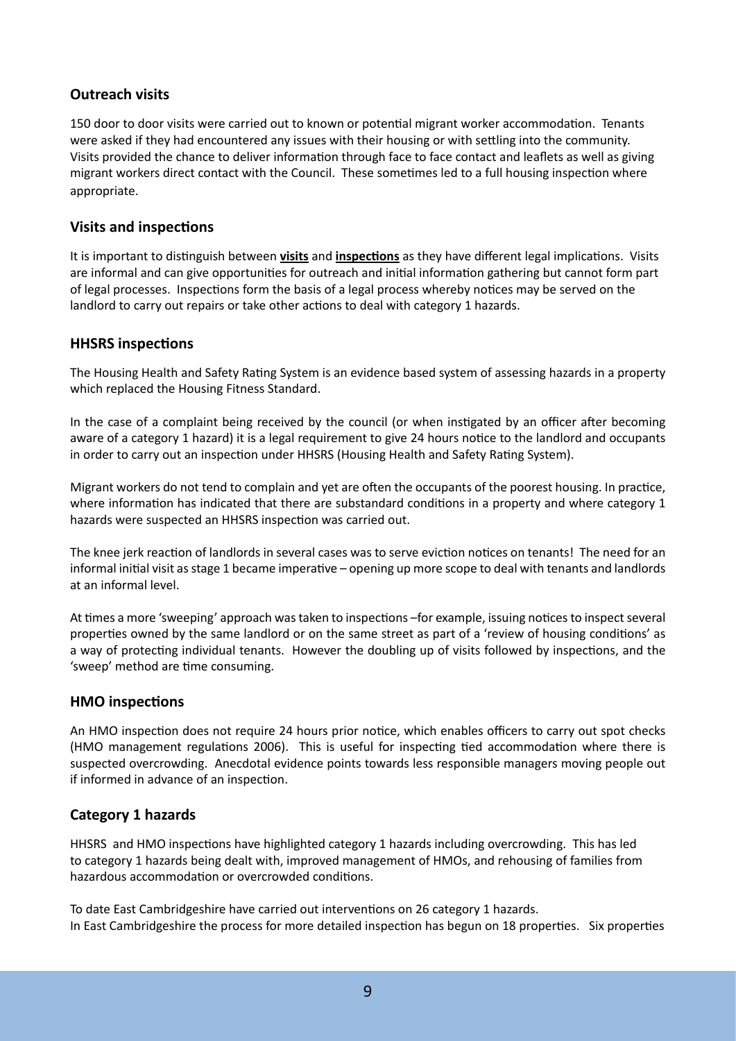### Outreach visits

150 door to door visits were carried out to known or potential migrant worker accommodation. Tenants were asked if they had encountered any issues with their housing or with settling into the community. Visits provided the chance to deliver information through face to face contact and leaflets as well as giving migrant workers direct contact with the Council. These sometimes led to a full housing inspection where appropriate.

### Visits and inspections

It is important to distinguish between **visits** and **inspections** as they have different legal implications. Visits are informal and can give opportunities for outreach and initial information gathering but cannot form part of legal processes. Inspections form the basis of a legal process whereby notices may be served on the landlord to carry out repairs or take other actions to deal with category 1 hazards.

### HHSRS inspections

The Housing Health and Safety Rating System is an evidence based system of assessing hazards in a property which replaced the Housing Fitness Standard.

In the case of a complaint being received by the council (or when instigated by an officer after becoming aware of a category 1 hazard) it is a legal requirement to give 24 hours notice to the landlord and occupants in order to carry out an inspection under HHSRS (Housing Health and Safety Rating System).

Migrant workers do not tend to complain and yet are often the occupants of the poorest housing. In practice, where information has indicated that there are substandard conditions in a property and where category 1 hazards were suspected an HHSRS inspection was carried out.

The knee jerk reaction of landlords in several cases was to serve eviction notices on tenants! The need for an informal initial visit as stage 1 became imperative – opening up more scope to deal with tenants and landlords at an informal level.

At times a more 'sweeping' approach was taken to inspections –for example, issuing notices to inspect several properties owned by the same landlord or on the same street as part of a 'review of housing conditions' as a way of protecting individual tenants. However the doubling up of visits followed by inspections, and the 'sweep' method are time consuming.

### HMO inspections

An HMO inspection does not require 24 hours prior notice, which enables officers to carry out spot checks (HMO management regulations 2006). This is useful for inspecting tied accommodation where there is suspected overcrowding. Anecdotal evidence points towards less responsible managers moving people out if informed in advance of an inspection.

### Category 1 hazards

HHSRS and HMO inspections have highlighted category 1 hazards including overcrowding. This has led to category 1 hazards being dealt with, improved management of HMOs, and rehousing of families from hazardous accommodation or overcrowded conditions.

To date East Cambridgeshire have carried out interventions on 26 category 1 hazards.
In East Cambridgeshire the process for more detailed inspection has begun on 18 properties. Six properties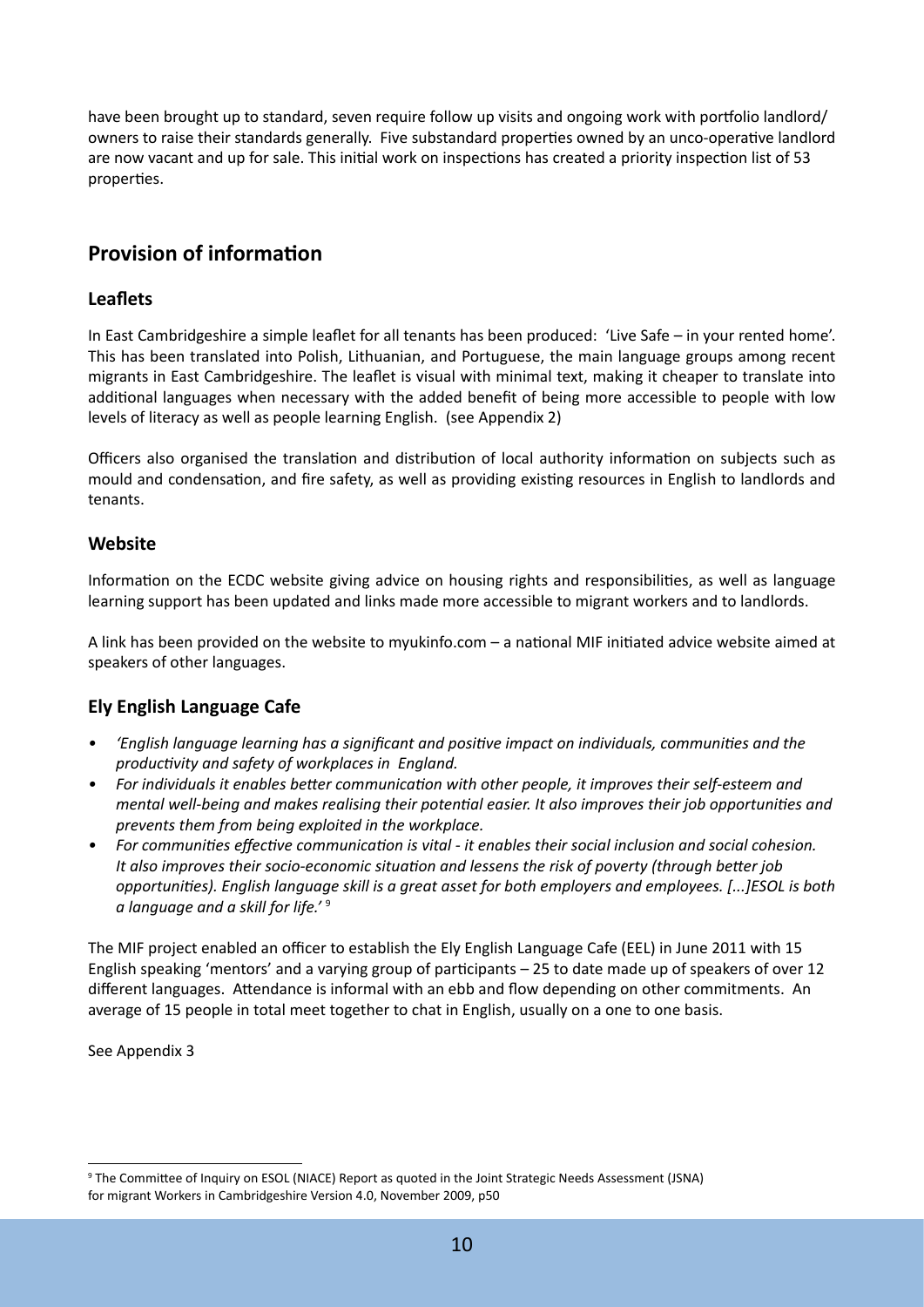have been brought up to standard, seven require follow up visits and ongoing work with portfolio landlord/ owners to raise their standards generally. Five substandard properties owned by an unco-operative landlord are now vacant and up for sale. This initial work on inspections has created a priority inspection list of 53 properties.

## Provision of information

### Leaflets

In East Cambridgeshire a simple leaflet for all tenants has been produced: 'Live Safe – in your rented home'. This has been translated into Polish, Lithuanian, and Portuguese, the main language groups among recent migrants in East Cambridgeshire. The leaflet is visual with minimal text, making it cheaper to translate into additional languages when necessary with the added benefit of being more accessible to people with low levels of literacy as well as people learning English. (see Appendix 2)

Officers also organised the translation and distribution of local authority information on subjects such as mould and condensation, and fire safety, as well as providing existing resources in English to landlords and tenants.

### Website

Information on the ECDC website giving advice on housing rights and responsibilities, as well as language learning support has been updated and links made more accessible to migrant workers and to landlords.

A link has been provided on the website to myukinfo.com – a national MIF initiated advice website aimed at speakers of other languages.

### Ely English Language Cafe

- *'English language learning has a significant and positive impact on individuals, communities and the productivity and safety of workplaces in England.*
- *For individuals it enables better communication with other people, it improves their self-esteem and mental well-being and makes realising their potential easier. It also improves their job opportunities and prevents them from being exploited in the workplace.*
- *For communities effective communication is vital - it enables their social inclusion and social cohesion. It also improves their socio-economic situation and lessens the risk of poverty (through better job opportunities). English language skill is a great asset for both employers and employees. [...]ESOL is both a language and a skill for life.'* [9]

The MIF project enabled an officer to establish the Ely English Language Cafe (EEL) in June 2011 with 15 English speaking 'mentors' and a varying group of participants – 25 to date made up of speakers of over 12 different languages. Attendance is informal with an ebb and flow depending on other commitments. An average of 15 people in total meet together to chat in English, usually on a one to one basis.

See Appendix 3

---

[9] The Committee of Inquiry on ESOL (NIACE) Report as quoted in the Joint Strategic Needs Assessment (JSNA) for migrant Workers in Cambridgeshire Version 4.0, November 2009, p50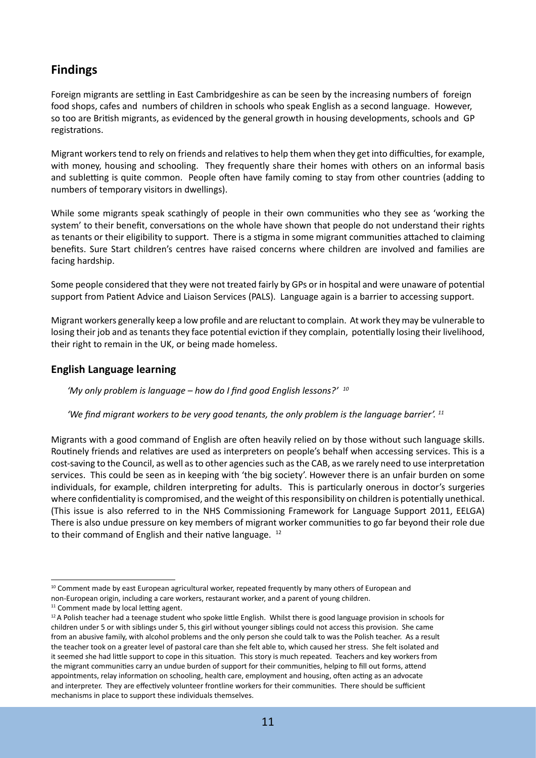## Findings

Foreign migrants are settling in East Cambridgeshire as can be seen by the increasing numbers of foreign food shops, cafes and numbers of children in schools who speak English as a second language. However, so too are British migrants, as evidenced by the general growth in housing developments, schools and GP registrations.

Migrant workers tend to rely on friends and relatives to help them when they get into difficulties, for example, with money, housing and schooling. They frequently share their homes with others on an informal basis and subletting is quite common. People often have family coming to stay from other countries (adding to numbers of temporary visitors in dwellings).

While some migrants speak scathingly of people in their own communities who they see as 'working the system' to their benefit, conversations on the whole have shown that people do not understand their rights as tenants or their eligibility to support. There is a stigma in some migrant communities attached to claiming benefits. Sure Start children's centres have raised concerns where children are involved and families are facing hardship.

Some people considered that they were not treated fairly by GPs or in hospital and were unaware of potential support from Patient Advice and Liaison Services (PALS). Language again is a barrier to accessing support.

Migrant workers generally keep a low profile and are reluctant to complain. At work they may be vulnerable to losing their job and as tenants they face potential eviction if they complain, potentially losing their livelihood, their right to remain in the UK, or being made homeless.

### English Language learning

*'My only problem is language – how do I find good English lessons?'* [10]

*'We find migrant workers to be very good tenants, the only problem is the language barrier'.* [11]

Migrants with a good command of English are often heavily relied on by those without such language skills. Routinely friends and relatives are used as interpreters on people's behalf when accessing services. This is a cost-saving to the Council, as well as to other agencies such as the CAB, as we rarely need to use interpretation services. This could be seen as in keeping with 'the big society'. However there is an unfair burden on some individuals, for example, children interpreting for adults. This is particularly onerous in doctor's surgeries where confidentiality is compromised, and the weight of this responsibility on children is potentially unethical. (This issue is also referred to in the NHS Commissioning Framework for Language Support 2011, EELGA) There is also undue pressure on key members of migrant worker communities to go far beyond their role due to their command of English and their native language. [12]

---

[10] Comment made by east European agricultural worker, repeated frequently by many others of European and non-European origin, including a care workers, restaurant worker, and a parent of young children.

[11] Comment made by local letting agent.

[12] A Polish teacher had a teenage student who spoke little English. Whilst there is good language provision in schools for children under 5 or with siblings under 5, this girl without younger siblings could not access this provision. She came from an abusive family, with alcohol problems and the only person she could talk to was the Polish teacher. As a result the teacher took on a greater level of pastoral care than she felt able to, which caused her stress. She felt isolated and it seemed she had little support to cope in this situation. This story is much repeated. Teachers and key workers from the migrant communities carry an undue burden of support for their communities, helping to fill out forms, attend appointments, relay information on schooling, health care, employment and housing, often acting as an advocate and interpreter. They are effectively volunteer frontline workers for their communities. There should be sufficient mechanisms in place to support these individuals themselves.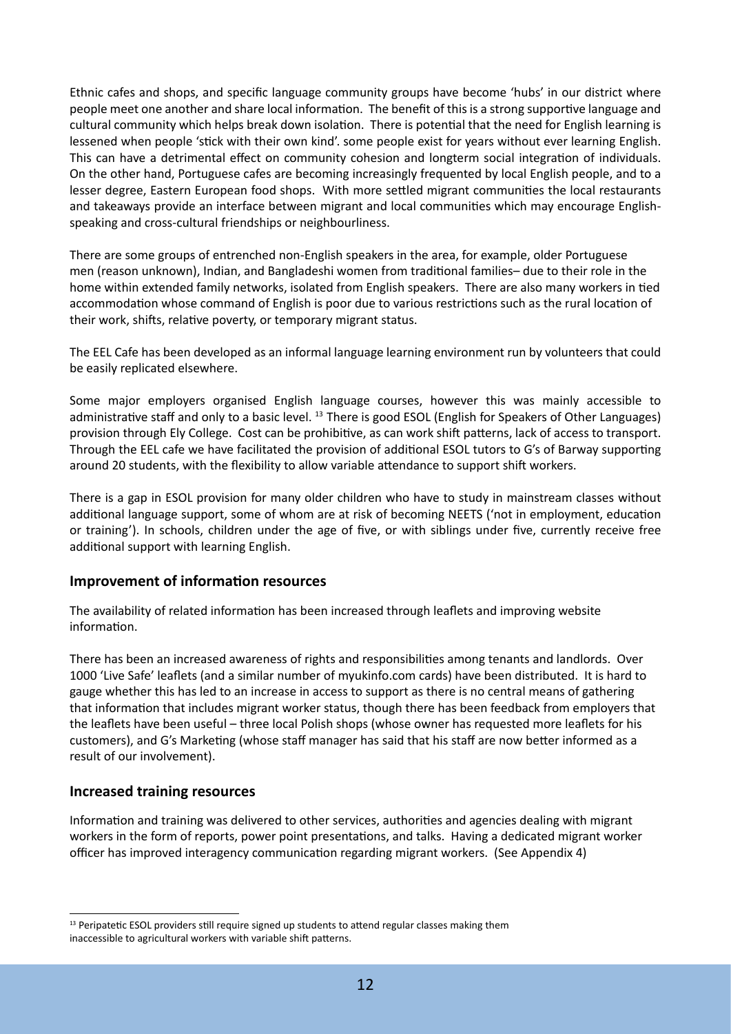Ethnic cafes and shops, and specific language community groups have become 'hubs' in our district where people meet one another and share local information. The benefit of this is a strong supportive language and cultural community which helps break down isolation. There is potential that the need for English learning is lessened when people 'stick with their own kind'. some people exist for years without ever learning English. This can have a detrimental effect on community cohesion and longterm social integration of individuals. On the other hand, Portuguese cafes are becoming increasingly frequented by local English people, and to a lesser degree, Eastern European food shops. With more settled migrant communities the local restaurants and takeaways provide an interface between migrant and local communities which may encourage English-speaking and cross-cultural friendships or neighbourliness.

There are some groups of entrenched non-English speakers in the area, for example, older Portuguese men (reason unknown), Indian, and Bangladeshi women from traditional families– due to their role in the home within extended family networks, isolated from English speakers. There are also many workers in tied accommodation whose command of English is poor due to various restrictions such as the rural location of their work, shifts, relative poverty, or temporary migrant status.

The EEL Cafe has been developed as an informal language learning environment run by volunteers that could be easily replicated elsewhere.

Some major employers organised English language courses, however this was mainly accessible to administrative staff and only to a basic level. [13] There is good ESOL (English for Speakers of Other Languages) provision through Ely College. Cost can be prohibitive, as can work shift patterns, lack of access to transport. Through the EEL cafe we have facilitated the provision of additional ESOL tutors to G's of Barway supporting around 20 students, with the flexibility to allow variable attendance to support shift workers.

There is a gap in ESOL provision for many older children who have to study in mainstream classes without additional language support, some of whom are at risk of becoming NEETS ('not in employment, education or training'). In schools, children under the age of five, or with siblings under five, currently receive free additional support with learning English.

## Improvement of information resources

The availability of related information has been increased through leaflets and improving website information.

There has been an increased awareness of rights and responsibilities among tenants and landlords. Over 1000 'Live Safe' leaflets (and a similar number of myukinfo.com cards) have been distributed. It is hard to gauge whether this has led to an increase in access to support as there is no central means of gathering that information that includes migrant worker status, though there has been feedback from employers that the leaflets have been useful – three local Polish shops (whose owner has requested more leaflets for his customers), and G's Marketing (whose staff manager has said that his staff are now better informed as a result of our involvement).

## Increased training resources

Information and training was delivered to other services, authorities and agencies dealing with migrant workers in the form of reports, power point presentations, and talks. Having a dedicated migrant worker officer has improved interagency communication regarding migrant workers. (See Appendix 4)

---

[13] Peripatetic ESOL providers still require signed up students to attend regular classes making them inaccessible to agricultural workers with variable shift patterns.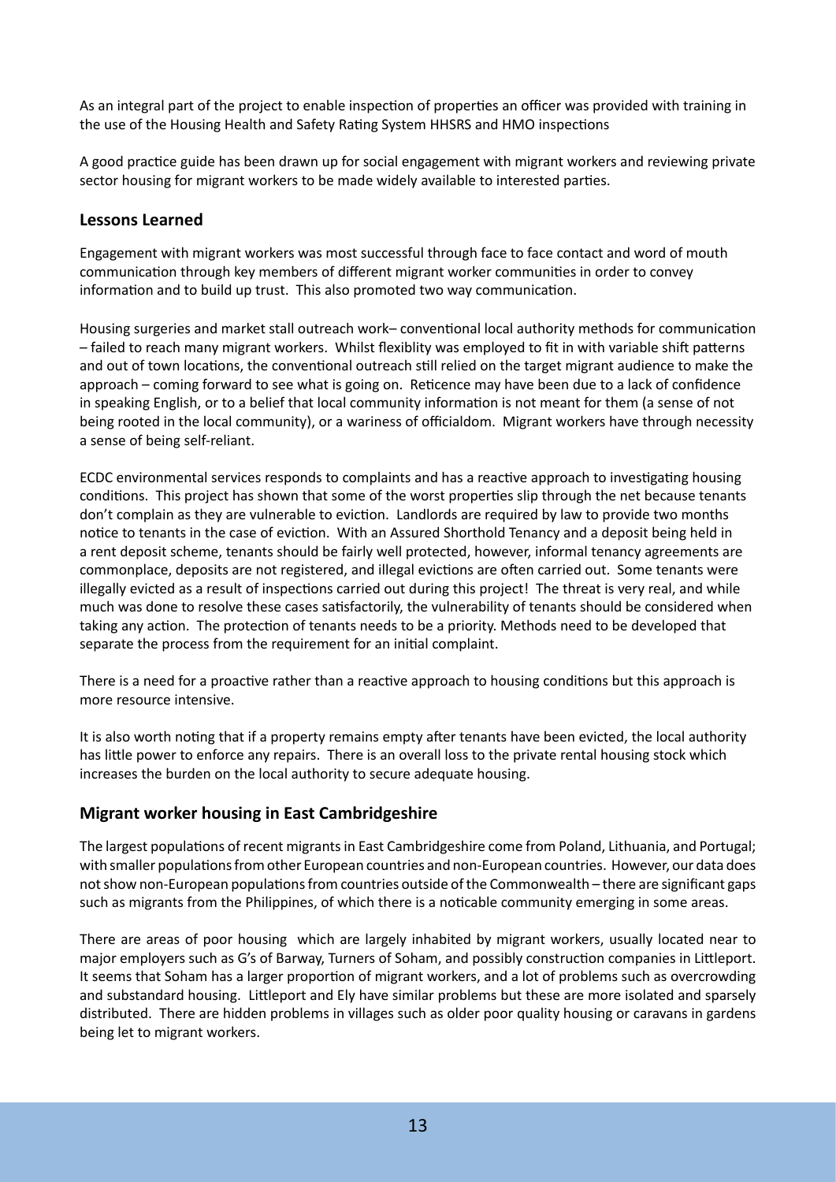As an integral part of the project to enable inspection of properties an officer was provided with training in the use of the Housing Health and Safety Rating System HHSRS and HMO inspections

A good practice guide has been drawn up for social engagement with migrant workers and reviewing private sector housing for migrant workers to be made widely available to interested parties.

### Lessons Learned

Engagement with migrant workers was most successful through face to face contact and word of mouth communication through key members of different migrant worker communities in order to convey information and to build up trust. This also promoted two way communication.

Housing surgeries and market stall outreach work– conventional local authority methods for communication – failed to reach many migrant workers. Whilst flexiblity was employed to fit in with variable shift patterns and out of town locations, the conventional outreach still relied on the target migrant audience to make the approach – coming forward to see what is going on. Reticence may have been due to a lack of confidence in speaking English, or to a belief that local community information is not meant for them (a sense of not being rooted in the local community), or a wariness of officialdom. Migrant workers have through necessity a sense of being self-reliant.

ECDC environmental services responds to complaints and has a reactive approach to investigating housing conditions. This project has shown that some of the worst properties slip through the net because tenants don't complain as they are vulnerable to eviction. Landlords are required by law to provide two months notice to tenants in the case of eviction. With an Assured Shorthold Tenancy and a deposit being held in a rent deposit scheme, tenants should be fairly well protected, however, informal tenancy agreements are commonplace, deposits are not registered, and illegal evictions are often carried out. Some tenants were illegally evicted as a result of inspections carried out during this project! The threat is very real, and while much was done to resolve these cases satisfactorily, the vulnerability of tenants should be considered when taking any action. The protection of tenants needs to be a priority. Methods need to be developed that separate the process from the requirement for an initial complaint.

There is a need for a proactive rather than a reactive approach to housing conditions but this approach is more resource intensive.

It is also worth noting that if a property remains empty after tenants have been evicted, the local authority has little power to enforce any repairs. There is an overall loss to the private rental housing stock which increases the burden on the local authority to secure adequate housing.

### Migrant worker housing in East Cambridgeshire

The largest populations of recent migrants in East Cambridgeshire come from Poland, Lithuania, and Portugal; with smaller populations from other European countries and non-European countries. However, our data does not show non-European populations from countries outside of the Commonwealth – there are significant gaps such as migrants from the Philippines, of which there is a noticable community emerging in some areas.

There are areas of poor housing which are largely inhabited by migrant workers, usually located near to major employers such as G's of Barway, Turners of Soham, and possibly construction companies in Littleport. It seems that Soham has a larger proportion of migrant workers, and a lot of problems such as overcrowding and substandard housing. Littleport and Ely have similar problems but these are more isolated and sparsely distributed. There are hidden problems in villages such as older poor quality housing or caravans in gardens being let to migrant workers.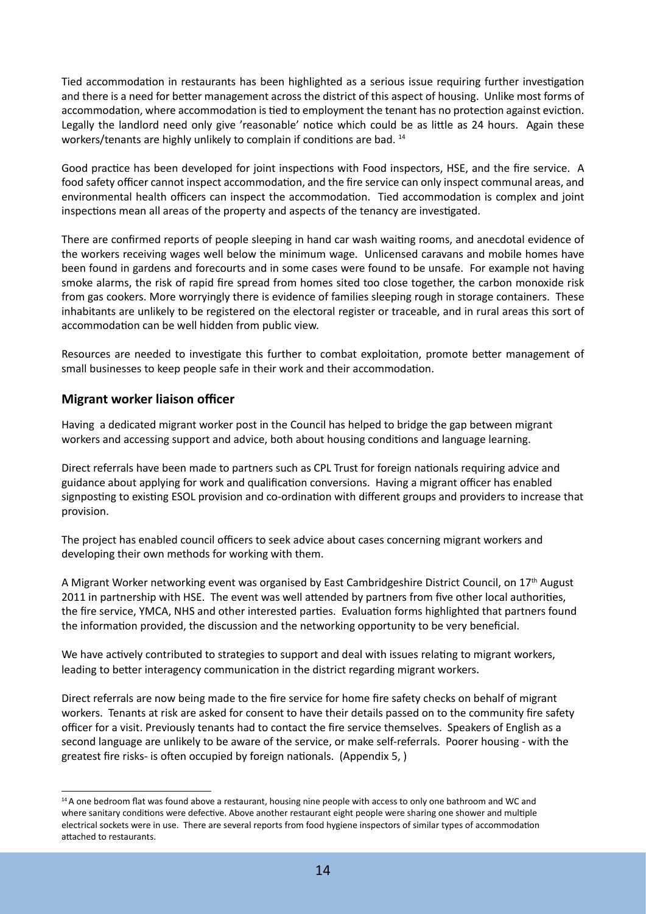Tied accommodation in restaurants has been highlighted as a serious issue requiring further investigation and there is a need for better management across the district of this aspect of housing. Unlike most forms of accommodation, where accommodation is tied to employment the tenant has no protection against eviction. Legally the landlord need only give 'reasonable' notice which could be as little as 24 hours. Again these workers/tenants are highly unlikely to complain if conditions are bad. [14]

Good practice has been developed for joint inspections with Food inspectors, HSE, and the fire service. A food safety officer cannot inspect accommodation, and the fire service can only inspect communal areas, and environmental health officers can inspect the accommodation. Tied accommodation is complex and joint inspections mean all areas of the property and aspects of the tenancy are investigated.

There are confirmed reports of people sleeping in hand car wash waiting rooms, and anecdotal evidence of the workers receiving wages well below the minimum wage. Unlicensed caravans and mobile homes have been found in gardens and forecourts and in some cases were found to be unsafe. For example not having smoke alarms, the risk of rapid fire spread from homes sited too close together, the carbon monoxide risk from gas cookers. More worryingly there is evidence of families sleeping rough in storage containers. These inhabitants are unlikely to be registered on the electoral register or traceable, and in rural areas this sort of accommodation can be well hidden from public view.

Resources are needed to investigate this further to combat exploitation, promote better management of small businesses to keep people safe in their work and their accommodation.

## Migrant worker liaison officer

Having a dedicated migrant worker post in the Council has helped to bridge the gap between migrant workers and accessing support and advice, both about housing conditions and language learning.

Direct referrals have been made to partners such as CPL Trust for foreign nationals requiring advice and guidance about applying for work and qualification conversions. Having a migrant officer has enabled signposting to existing ESOL provision and co-ordination with different groups and providers to increase that provision.

The project has enabled council officers to seek advice about cases concerning migrant workers and developing their own methods for working with them.

A Migrant Worker networking event was organised by East Cambridgeshire District Council, on 17th August 2011 in partnership with HSE. The event was well attended by partners from five other local authorities, the fire service, YMCA, NHS and other interested parties. Evaluation forms highlighted that partners found the information provided, the discussion and the networking opportunity to be very beneficial.

We have actively contributed to strategies to support and deal with issues relating to migrant workers, leading to better interagency communication in the district regarding migrant workers.

Direct referrals are now being made to the fire service for home fire safety checks on behalf of migrant workers. Tenants at risk are asked for consent to have their details passed on to the community fire safety officer for a visit. Previously tenants had to contact the fire service themselves. Speakers of English as a second language are unlikely to be aware of the service, or make self-referrals. Poorer housing - with the greatest fire risks- is often occupied by foreign nationals. (Appendix 5, )

---

[14] A one bedroom flat was found above a restaurant, housing nine people with access to only one bathroom and WC and where sanitary conditions were defective. Above another restaurant eight people were sharing one shower and multiple electrical sockets were in use. There are several reports from food hygiene inspectors of similar types of accommodation attached to restaurants.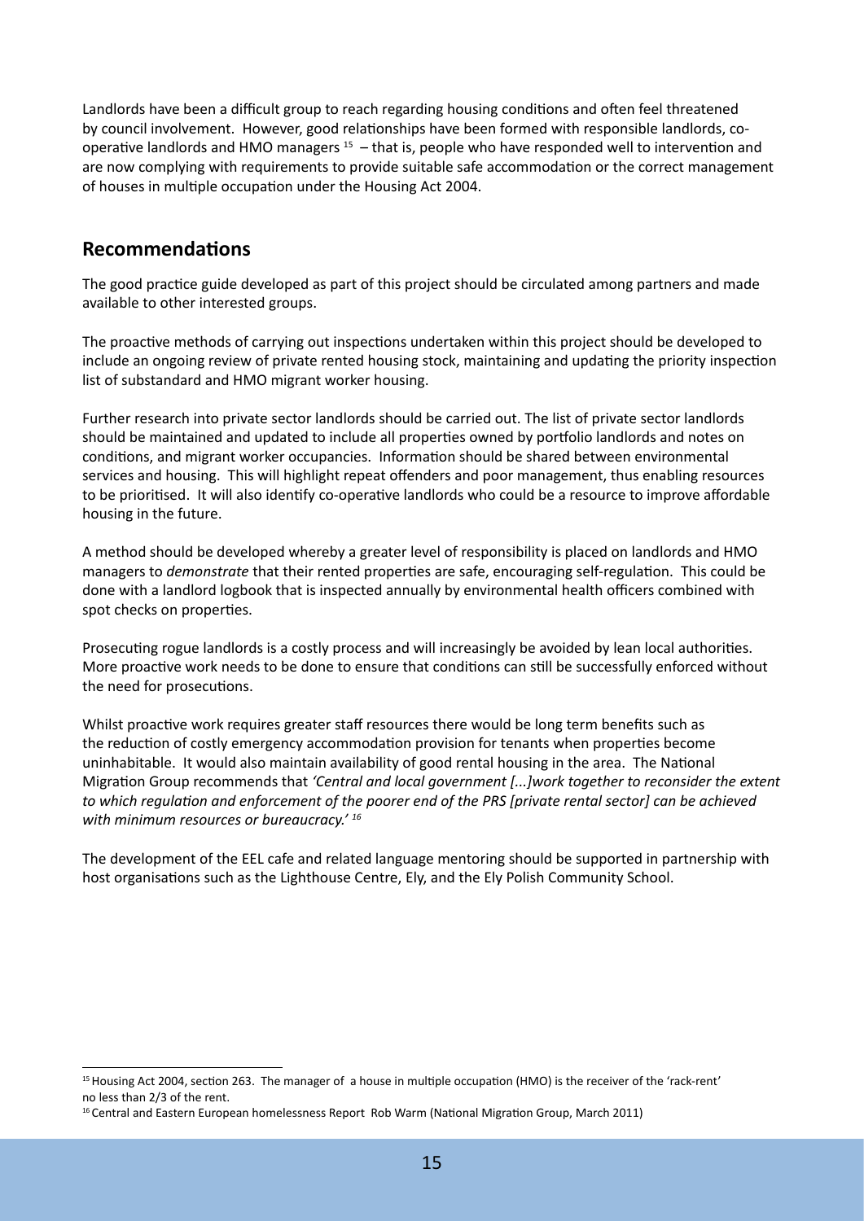Landlords have been a difficult group to reach regarding housing conditions and often feel threatened by council involvement. However, good relationships have been formed with responsible landlords, co-operative landlords and HMO managers [15] – that is, people who have responded well to intervention and are now complying with requirements to provide suitable safe accommodation or the correct management of houses in multiple occupation under the Housing Act 2004.

## Recommendations

The good practice guide developed as part of this project should be circulated among partners and made available to other interested groups.

The proactive methods of carrying out inspections undertaken within this project should be developed to include an ongoing review of private rented housing stock, maintaining and updating the priority inspection list of substandard and HMO migrant worker housing.

Further research into private sector landlords should be carried out. The list of private sector landlords should be maintained and updated to include all properties owned by portfolio landlords and notes on conditions, and migrant worker occupancies. Information should be shared between environmental services and housing. This will highlight repeat offenders and poor management, thus enabling resources to be prioritised. It will also identify co-operative landlords who could be a resource to improve affordable housing in the future.

A method should be developed whereby a greater level of responsibility is placed on landlords and HMO managers to *demonstrate* that their rented properties are safe, encouraging self-regulation. This could be done with a landlord logbook that is inspected annually by environmental health officers combined with spot checks on properties.

Prosecuting rogue landlords is a costly process and will increasingly be avoided by lean local authorities. More proactive work needs to be done to ensure that conditions can still be successfully enforced without the need for prosecutions.

Whilst proactive work requires greater staff resources there would be long term benefits such as the reduction of costly emergency accommodation provision for tenants when properties become uninhabitable. It would also maintain availability of good rental housing in the area. The National Migration Group recommends that *'Central and local government [...]work together to reconsider the extent to which regulation and enforcement of the poorer end of the PRS [private rental sector] can be achieved with minimum resources or bureaucracy.'* [16]

The development of the EEL cafe and related language mentoring should be supported in partnership with host organisations such as the Lighthouse Centre, Ely, and the Ely Polish Community School.

---

[15] Housing Act 2004, section 263. The manager of a house in multiple occupation (HMO) is the receiver of the 'rack-rent' no less than 2/3 of the rent.

[16] Central and Eastern European homelessness Report Rob Warm (National Migration Group, March 2011)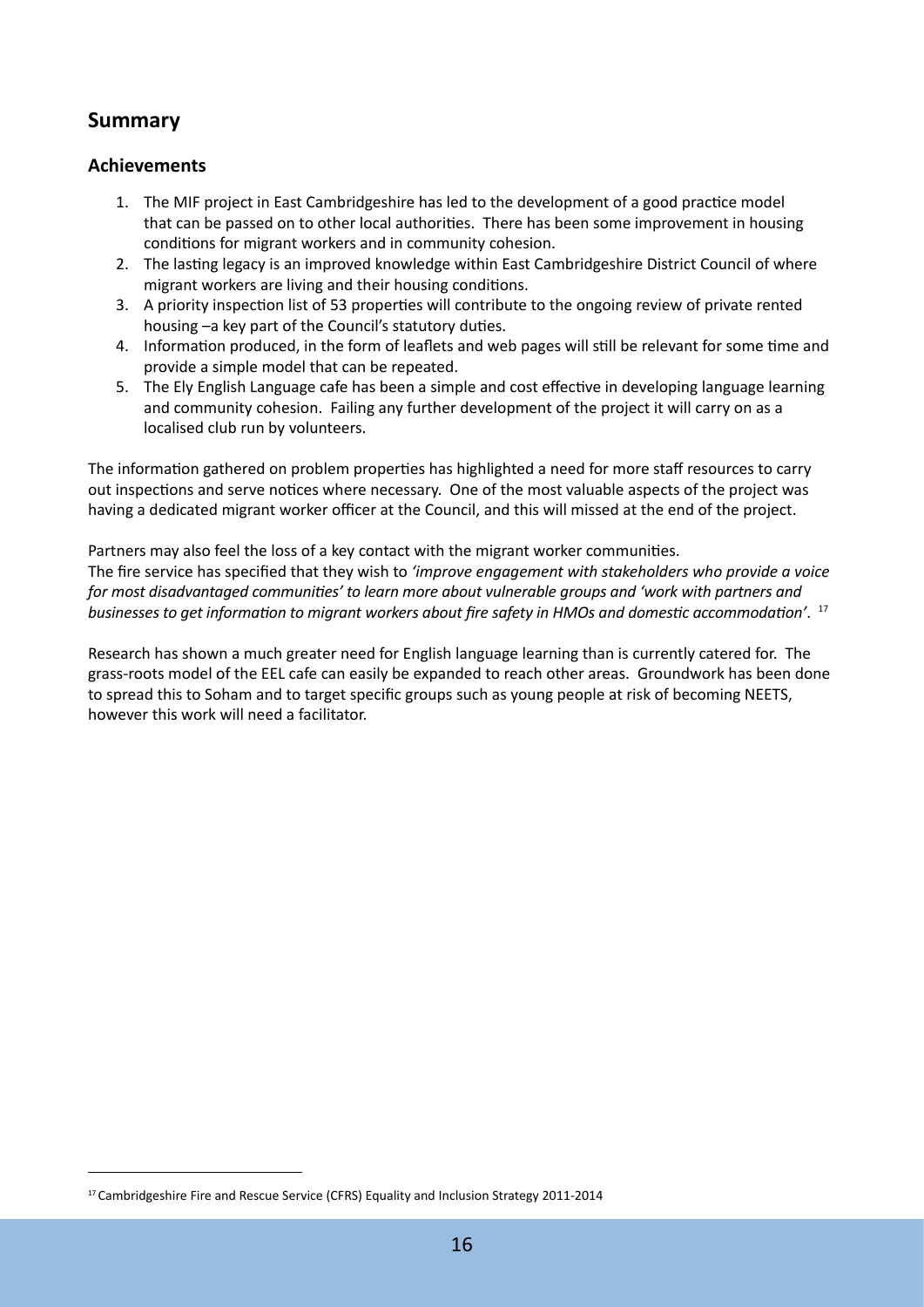## Summary

### Achievements

1. The MIF project in East Cambridgeshire has led to the development of a good practice model that can be passed on to other local authorities. There has been some improvement in housing conditions for migrant workers and in community cohesion.
2. The lasting legacy is an improved knowledge within East Cambridgeshire District Council of where migrant workers are living and their housing conditions.
3. A priority inspection list of 53 properties will contribute to the ongoing review of private rented housing –a key part of the Council's statutory duties.
4. Information produced, in the form of leaflets and web pages will still be relevant for some time and provide a simple model that can be repeated.
5. The Ely English Language cafe has been a simple and cost effective in developing language learning and community cohesion. Failing any further development of the project it will carry on as a localised club run by volunteers.

The information gathered on problem properties has highlighted a need for more staff resources to carry out inspections and serve notices where necessary. One of the most valuable aspects of the project was having a dedicated migrant worker officer at the Council, and this will missed at the end of the project.

Partners may also feel the loss of a key contact with the migrant worker communities.
The fire service has specified that they wish to *'improve engagement with stakeholders who provide a voice for most disadvantaged communities' to learn more about vulnerable groups and 'work with partners and businesses to get information to migrant workers about fire safety in HMOs and domestic accommodation'*. [17]

Research has shown a much greater need for English language learning than is currently catered for. The grass-roots model of the EEL cafe can easily be expanded to reach other areas. Groundwork has been done to spread this to Soham and to target specific groups such as young people at risk of becoming NEETS, however this work will need a facilitator.

[17] Cambridgeshire Fire and Rescue Service (CFRS) Equality and Inclusion Strategy 2011-2014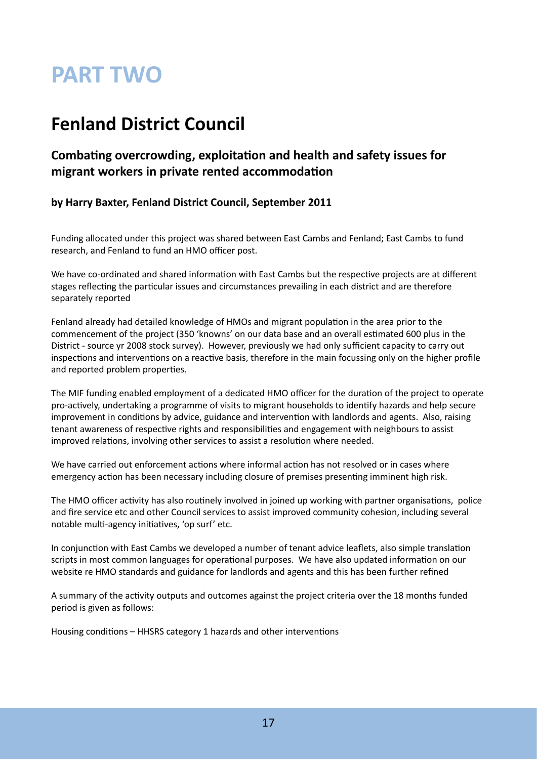# PART TWO

## Fenland District Council

### Combating overcrowding, exploitation and health and safety issues for migrant workers in private rented accommodation

**by Harry Baxter, Fenland District Council, September 2011**

Funding allocated under this project was shared between East Cambs and Fenland; East Cambs to fund research, and Fenland to fund an HMO officer post.

We have co-ordinated and shared information with East Cambs but the respective projects are at different stages reflecting the particular issues and circumstances prevailing in each district and are therefore separately reported

Fenland already had detailed knowledge of HMOs and migrant population in the area prior to the commencement of the project (350 'knowns' on our data base and an overall estimated 600 plus in the District - source yr 2008 stock survey). However, previously we had only sufficient capacity to carry out inspections and interventions on a reactive basis, therefore in the main focussing only on the higher profile and reported problem properties.

The MIF funding enabled employment of a dedicated HMO officer for the duration of the project to operate pro-actively, undertaking a programme of visits to migrant households to identify hazards and help secure improvement in conditions by advice, guidance and intervention with landlords and agents. Also, raising tenant awareness of respective rights and responsibilities and engagement with neighbours to assist improved relations, involving other services to assist a resolution where needed.

We have carried out enforcement actions where informal action has not resolved or in cases where emergency action has been necessary including closure of premises presenting imminent high risk.

The HMO officer activity has also routinely involved in joined up working with partner organisations, police and fire service etc and other Council services to assist improved community cohesion, including several notable multi-agency initiatives, 'op surf' etc.

In conjunction with East Cambs we developed a number of tenant advice leaflets, also simple translation scripts in most common languages for operational purposes. We have also updated information on our website re HMO standards and guidance for landlords and agents and this has been further refined

A summary of the activity outputs and outcomes against the project criteria over the 18 months funded period is given as follows:

Housing conditions – HHSRS category 1 hazards and other interventions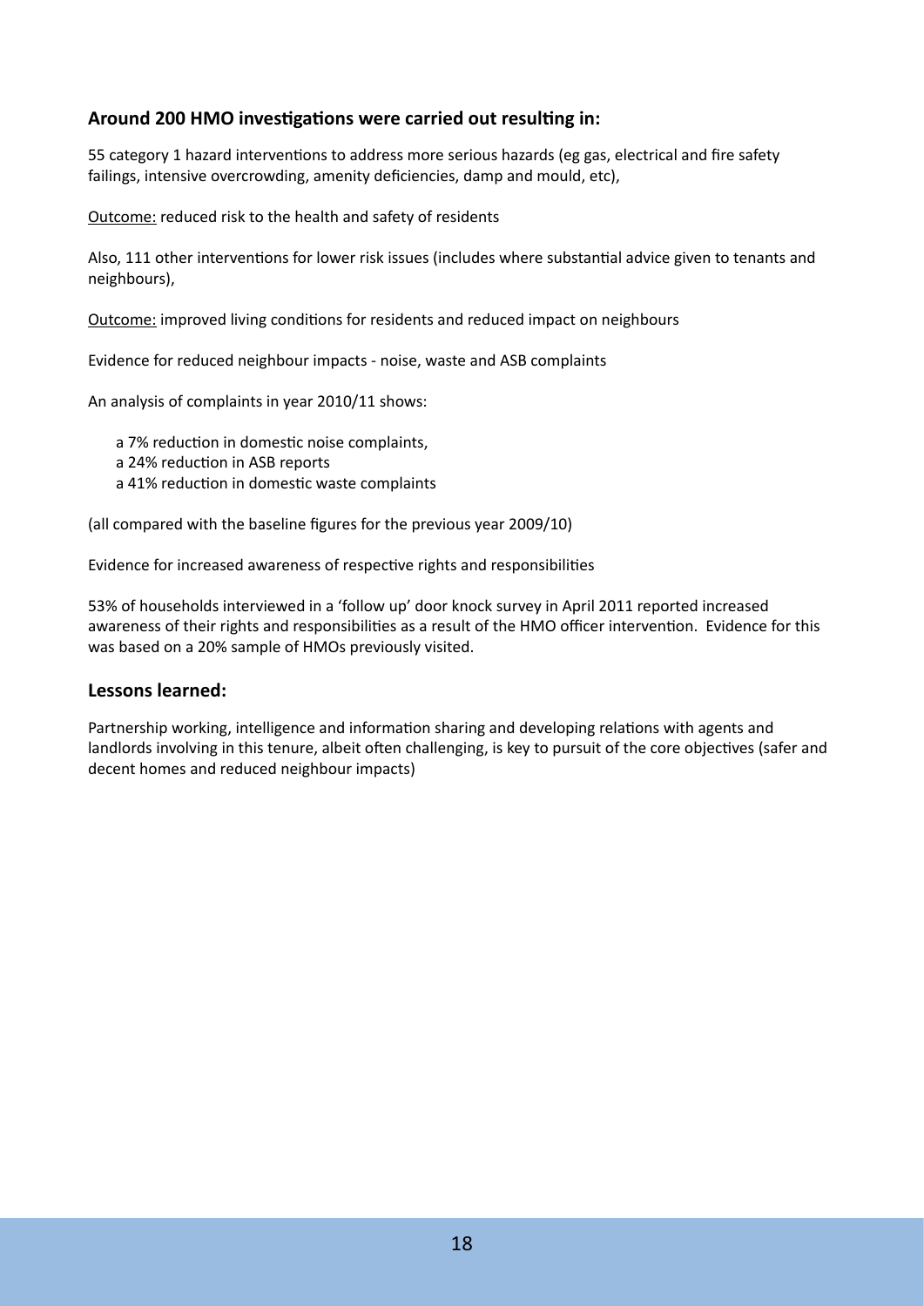### Around 200 HMO investigations were carried out resulting in:

55 category 1 hazard interventions to address more serious hazards (eg gas, electrical and fire safety failings, intensive overcrowding, amenity deficiencies, damp and mould, etc),

<u>Outcome:</u> reduced risk to the health and safety of residents

Also, 111 other interventions for lower risk issues (includes where substantial advice given to tenants and neighbours),

<u>Outcome:</u> improved living conditions for residents and reduced impact on neighbours

Evidence for reduced neighbour impacts - noise, waste and ASB complaints

An analysis of complaints in year 2010/11 shows:

- a 7% reduction in domestic noise complaints,
- a 24% reduction in ASB reports
- a 41% reduction in domestic waste complaints

(all compared with the baseline figures for the previous year 2009/10)

Evidence for increased awareness of respective rights and responsibilities

53% of households interviewed in a 'follow up' door knock survey in April 2011 reported increased awareness of their rights and responsibilities as a result of the HMO officer intervention. Evidence for this was based on a 20% sample of HMOs previously visited.

### Lessons learned:

Partnership working, intelligence and information sharing and developing relations with agents and landlords involving in this tenure, albeit often challenging, is key to pursuit of the core objectives (safer and decent homes and reduced neighbour impacts)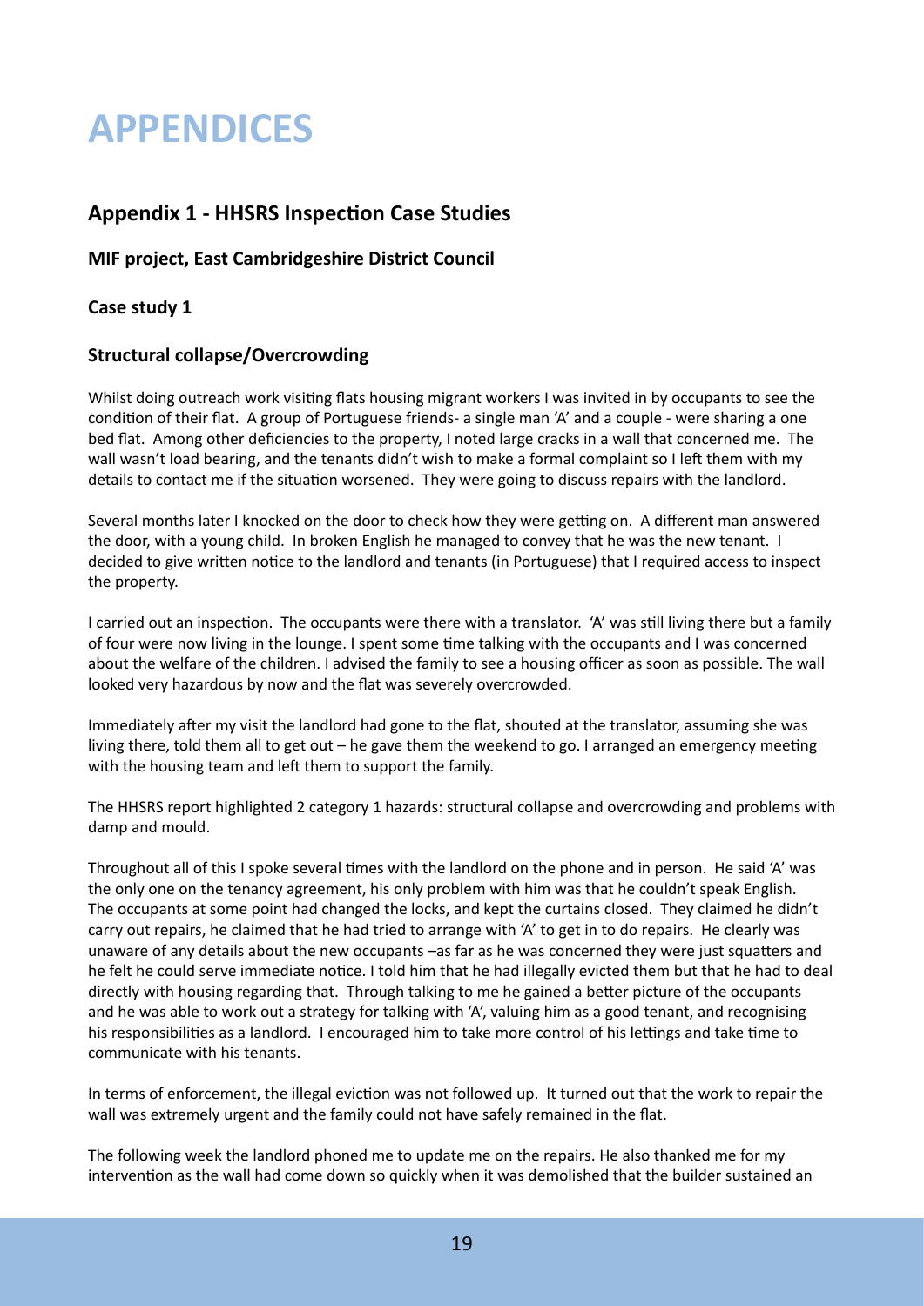# APPENDICES

## Appendix 1 - HHSRS Inspection Case Studies

### MIF project, East Cambridgeshire District Council

### Case study 1

### Structural collapse/Overcrowding

Whilst doing outreach work visiting flats housing migrant workers I was invited in by occupants to see the condition of their flat. A group of Portuguese friends- a single man 'A' and a couple - were sharing a one bed flat. Among other deficiencies to the property, I noted large cracks in a wall that concerned me. The wall wasn't load bearing, and the tenants didn't wish to make a formal complaint so I left them with my details to contact me if the situation worsened. They were going to discuss repairs with the landlord.

Several months later I knocked on the door to check how they were getting on. A different man answered the door, with a young child. In broken English he managed to convey that he was the new tenant. I decided to give written notice to the landlord and tenants (in Portuguese) that I required access to inspect the property.

I carried out an inspection. The occupants were there with a translator. 'A' was still living there but a family of four were now living in the lounge. I spent some time talking with the occupants and I was concerned about the welfare of the children. I advised the family to see a housing officer as soon as possible. The wall looked very hazardous by now and the flat was severely overcrowded.

Immediately after my visit the landlord had gone to the flat, shouted at the translator, assuming she was living there, told them all to get out – he gave them the weekend to go. I arranged an emergency meeting with the housing team and left them to support the family.

The HHSRS report highlighted 2 category 1 hazards: structural collapse and overcrowding and problems with damp and mould.

Throughout all of this I spoke several times with the landlord on the phone and in person. He said 'A' was the only one on the tenancy agreement, his only problem with him was that he couldn't speak English. The occupants at some point had changed the locks, and kept the curtains closed. They claimed he didn't carry out repairs, he claimed that he had tried to arrange with 'A' to get in to do repairs. He clearly was unaware of any details about the new occupants –as far as he was concerned they were just squatters and he felt he could serve immediate notice. I told him that he had illegally evicted them but that he had to deal directly with housing regarding that. Through talking to me he gained a better picture of the occupants and he was able to work out a strategy for talking with 'A', valuing him as a good tenant, and recognising his responsibilities as a landlord. I encouraged him to take more control of his lettings and take time to communicate with his tenants.

In terms of enforcement, the illegal eviction was not followed up. It turned out that the work to repair the wall was extremely urgent and the family could not have safely remained in the flat.

The following week the landlord phoned me to update me on the repairs. He also thanked me for my intervention as the wall had come down so quickly when it was demolished that the builder sustained an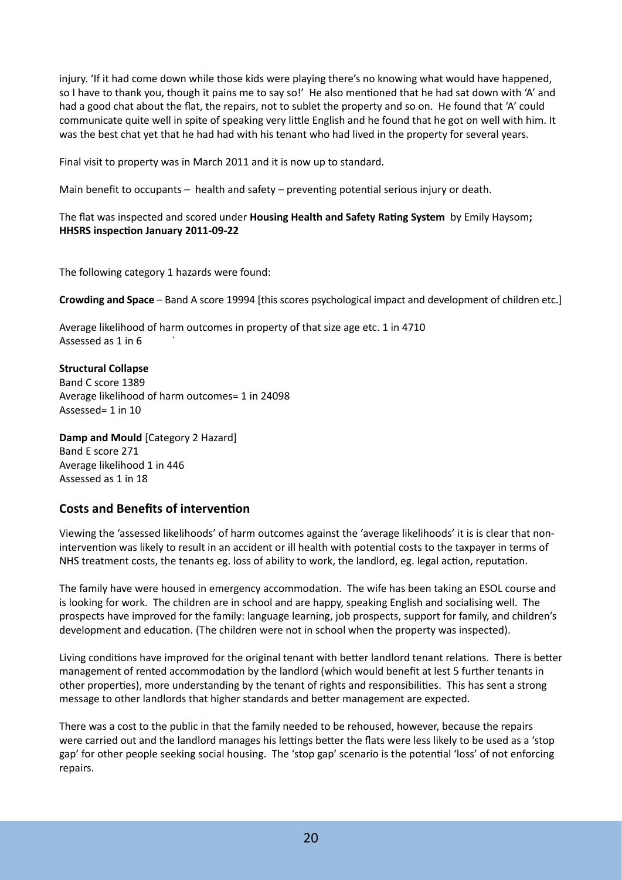injury. 'If it had come down while those kids were playing there's no knowing what would have happened, so I have to thank you, though it pains me to say so!' He also mentioned that he had sat down with 'A' and had a good chat about the flat, the repairs, not to sublet the property and so on. He found that 'A' could communicate quite well in spite of speaking very little English and he found that he got on well with him. It was the best chat yet that he had had with his tenant who had lived in the property for several years.

Final visit to property was in March 2011 and it is now up to standard.

Main benefit to occupants – health and safety – preventing potential serious injury or death.

The flat was inspected and scored under **Housing Health and Safety Rating System** by Emily Haysom**; HHSRS inspection January 2011-09-22**

The following category 1 hazards were found:

**Crowding and Space** – Band A score 19994 [this scores psychological impact and development of children etc.]

Average likelihood of harm outcomes in property of that size age etc. 1 in 4710
Assessed as 1 in 6 `

**Structural Collapse**
Band C score 1389
Average likelihood of harm outcomes= 1 in 24098
Assessed= 1 in 10

**Damp and Mould** [Category 2 Hazard]
Band E score 271
Average likelihood 1 in 446
Assessed as 1 in 18

## Costs and Benefits of intervention

Viewing the 'assessed likelihoods' of harm outcomes against the 'average likelihoods' it is is clear that non-intervention was likely to result in an accident or ill health with potential costs to the taxpayer in terms of NHS treatment costs, the tenants eg. loss of ability to work, the landlord, eg. legal action, reputation.

The family have were housed in emergency accommodation. The wife has been taking an ESOL course and is looking for work. The children are in school and are happy, speaking English and socialising well. The prospects have improved for the family: language learning, job prospects, support for family, and children's development and education. (The children were not in school when the property was inspected).

Living conditions have improved for the original tenant with better landlord tenant relations. There is better management of rented accommodation by the landlord (which would benefit at lest 5 further tenants in other properties), more understanding by the tenant of rights and responsibilities. This has sent a strong message to other landlords that higher standards and better management are expected.

There was a cost to the public in that the family needed to be rehoused, however, because the repairs were carried out and the landlord manages his lettings better the flats were less likely to be used as a 'stop gap' for other people seeking social housing. The 'stop gap' scenario is the potential 'loss' of not enforcing repairs.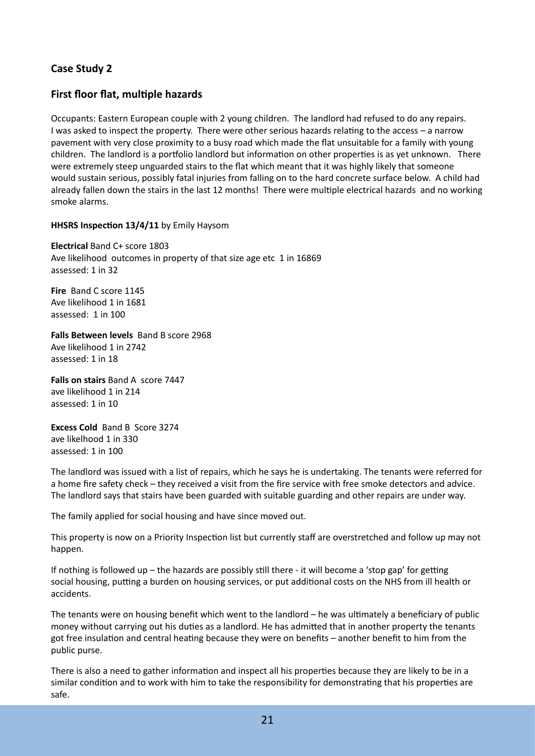## Case Study 2

## First floor flat, multiple hazards

Occupants: Eastern European couple with 2 young children. The landlord had refused to do any repairs. I was asked to inspect the property. There were other serious hazards relating to the access – a narrow pavement with very close proximity to a busy road which made the flat unsuitable for a family with young children. The landlord is a portfolio landlord but information on other properties is as yet unknown. There were extremely steep unguarded stairs to the flat which meant that it was highly likely that someone would sustain serious, possibly fatal injuries from falling on to the hard concrete surface below. A child had already fallen down the stairs in the last 12 months! There were multiple electrical hazards and no working smoke alarms.

**HHSRS Inspection 13/4/11** by Emily Haysom

**Electrical** Band C+ score 1803
Ave likelihood outcomes in property of that size age etc 1 in 16869
assessed: 1 in 32

**Fire** Band C score 1145
Ave likelihood 1 in 1681
assessed: 1 in 100

**Falls Between levels** Band B score 2968
Ave likelihood 1 in 2742
assessed: 1 in 18

**Falls on stairs** Band A score 7447
ave likelihood 1 in 214
assessed: 1 in 10

**Excess Cold** Band B Score 3274
ave likelhood 1 in 330
assessed: 1 in 100

The landlord was issued with a list of repairs, which he says he is undertaking. The tenants were referred for a home fire safety check – they received a visit from the fire service with free smoke detectors and advice. The landlord says that stairs have been guarded with suitable guarding and other repairs are under way.

The family applied for social housing and have since moved out.

This property is now on a Priority Inspection list but currently staff are overstretched and follow up may not happen.

If nothing is followed up – the hazards are possibly still there - it will become a 'stop gap' for getting social housing, putting a burden on housing services, or put additional costs on the NHS from ill health or accidents.

The tenants were on housing benefit which went to the landlord – he was ultimately a beneficiary of public money without carrying out his duties as a landlord. He has admitted that in another property the tenants got free insulation and central heating because they were on benefits – another benefit to him from the public purse.

There is also a need to gather information and inspect all his properties because they are likely to be in a similar condition and to work with him to take the responsibility for demonstrating that his properties are safe.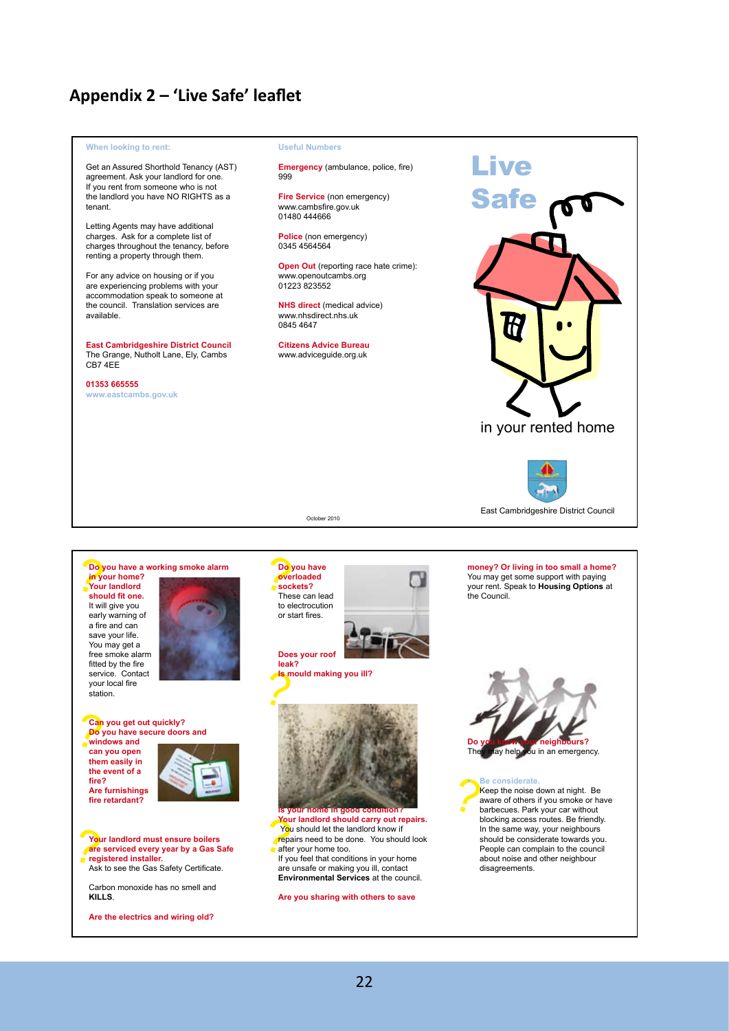## Appendix 2 – 'Live Safe' leaflet

**When looking to rent:**

Get an Assured Shorthold Tenancy (AST) agreement. Ask your landlord for one. If you rent from someone who is not the landlord you have NO RIGHTS as a tenant.

Letting Agents may have additional charges. Ask for a complete list of charges throughout the tenancy, before renting a property through them.

For any advice on housing or if you are experiencing problems with your accommodation speak to someone at the council. Translation services are available.

**East Cambridgeshire District Council**
The Grange, Nutholt Lane, Ely, Cambs
CB7 4EE

**01353 665555**
www.eastcambs.gov.uk

**Useful Numbers**

**Emergency** (ambulance, police, fire)
999

**Fire Service** (non emergency)
www.cambsfire.gov.uk
01480 444666

**Police** (non emergency)
0345 4564564

**Open Out** (reporting race hate crime):
www.openoutcambs.org
01223 823552

**NHS direct** (medical advice)
www.nhsdirect.nhs.uk
0845 4647

**Citizens Advice Bureau**
www.adviceguide.org.uk

October 2010

**Live Safe**

in your rented home

East Cambridgeshire District Council

**Do you have a working smoke alarm in your home? Your landlord should fit one.** It will give you early warning of a fire and can save your life. You may get a free smoke alarm fitted by the fire service. Contact your local fire station.

**Can you get out quickly? Do you have secure doors and windows and can you open them easily in the event of a fire? Are furnishings fire retardant?**

**Your landlord must ensure boilers are serviced every year by a Gas Safe registered installer.**
Ask to see the Gas Safety Certificate.

Carbon monoxide has no smell and **KILLS**.

**Are the electrics and wiring old?**

**Do you have overloaded sockets?**
These can lead to electrocution or start fires.

**Does your roof leak?**
**Is mould making you ill?**

**Is your home in good condition? Your landlord should carry out repairs.**
You should let the landlord know if repairs need to be done. You should look after your home too.
If you feel that conditions in your home are unsafe or making you ill, contact **Environmental Services** at the council.

**Are you sharing with others to save money? Or living in too small a home?**
You may get some support with paying your rent. Speak to **Housing Options** at the Council.

**Do you know your neighbours?**
They may help you in an emergency.

**Be considerate.**
Keep the noise down at night. Be aware of others if you smoke or have barbecues. Park your car without blocking access routes. Be friendly. In the same way, your neighbours should be considerate towards you. People can complain to the council about noise and other neighbour disagreements.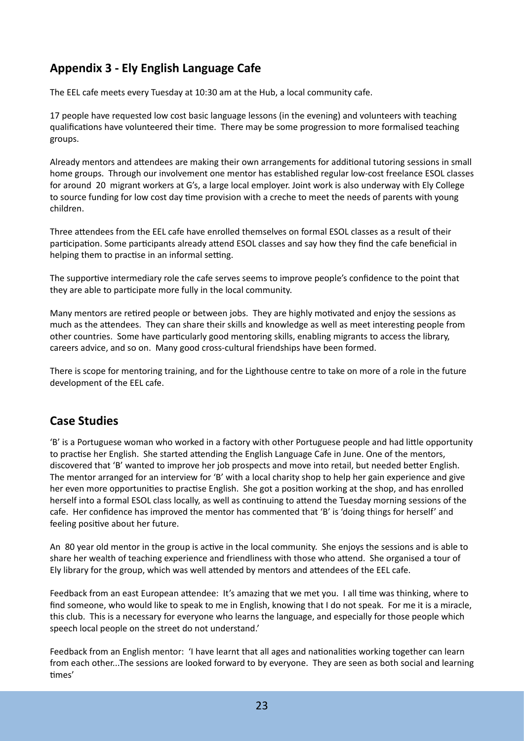## Appendix 3 - Ely English Language Cafe

The EEL cafe meets every Tuesday at 10:30 am at the Hub, a local community cafe.

17 people have requested low cost basic language lessons (in the evening) and volunteers with teaching qualifications have volunteered their time. There may be some progression to more formalised teaching groups.

Already mentors and attendees are making their own arrangements for additional tutoring sessions in small home groups. Through our involvement one mentor has established regular low-cost freelance ESOL classes for around 20 migrant workers at G's, a large local employer. Joint work is also underway with Ely College to source funding for low cost day time provision with a creche to meet the needs of parents with young children.

Three attendees from the EEL cafe have enrolled themselves on formal ESOL classes as a result of their participation. Some participants already attend ESOL classes and say how they find the cafe beneficial in helping them to practise in an informal setting.

The supportive intermediary role the cafe serves seems to improve people's confidence to the point that they are able to participate more fully in the local community.

Many mentors are retired people or between jobs. They are highly motivated and enjoy the sessions as much as the attendees. They can share their skills and knowledge as well as meet interesting people from other countries. Some have particularly good mentoring skills, enabling migrants to access the library, careers advice, and so on. Many good cross-cultural friendships have been formed.

There is scope for mentoring training, and for the Lighthouse centre to take on more of a role in the future development of the EEL cafe.

## Case Studies

'B' is a Portuguese woman who worked in a factory with other Portuguese people and had little opportunity to practise her English. She started attending the English Language Cafe in June. One of the mentors, discovered that 'B' wanted to improve her job prospects and move into retail, but needed better English. The mentor arranged for an interview for 'B' with a local charity shop to help her gain experience and give her even more opportunities to practise English. She got a position working at the shop, and has enrolled herself into a formal ESOL class locally, as well as continuing to attend the Tuesday morning sessions of the cafe. Her confidence has improved the mentor has commented that 'B' is 'doing things for herself' and feeling positive about her future.

An 80 year old mentor in the group is active in the local community. She enjoys the sessions and is able to share her wealth of teaching experience and friendliness with those who attend. She organised a tour of Ely library for the group, which was well attended by mentors and attendees of the EEL cafe.

Feedback from an east European attendee: It's amazing that we met you. I all time was thinking, where to find someone, who would like to speak to me in English, knowing that I do not speak. For me it is a miracle, this club. This is a necessary for everyone who learns the language, and especially for those people which speech local people on the street do not understand.'

Feedback from an English mentor: 'I have learnt that all ages and nationalities working together can learn from each other...The sessions are looked forward to by everyone. They are seen as both social and learning times'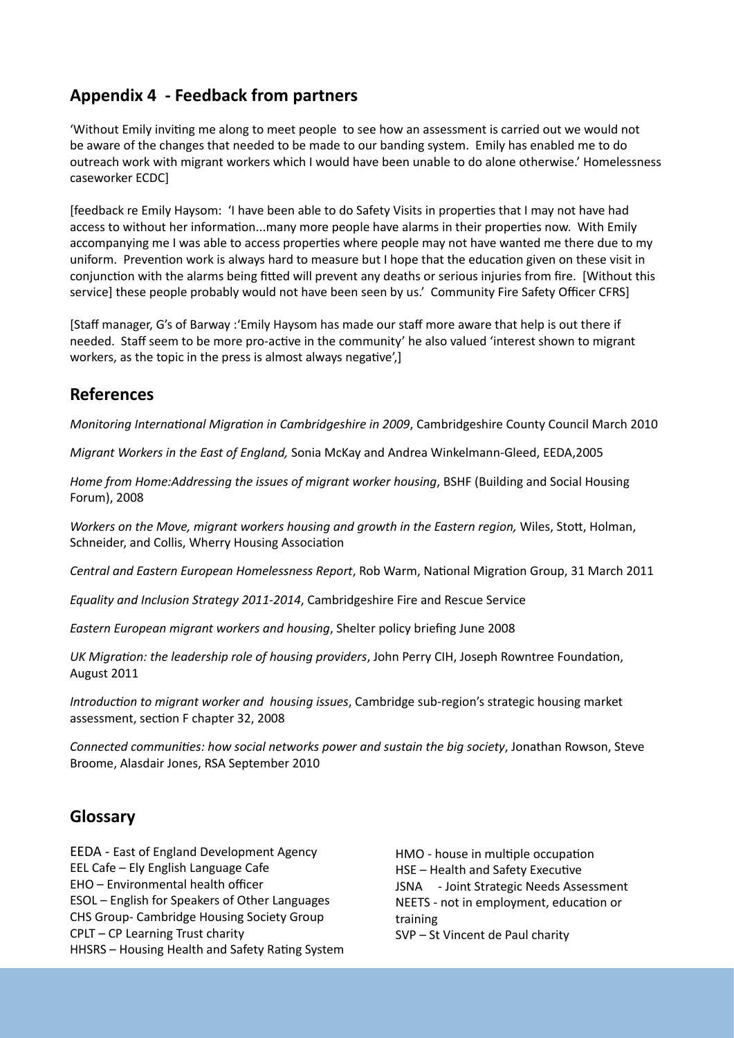## Appendix 4 - Feedback from partners

'Without Emily inviting me along to meet people to see how an assessment is carried out we would not be aware of the changes that needed to be made to our banding system. Emily has enabled me to do outreach work with migrant workers which I would have been unable to do alone otherwise.' Homelessness caseworker ECDC]

[feedback re Emily Haysom: 'I have been able to do Safety Visits in properties that I may not have had access to without her information...many more people have alarms in their properties now. With Emily accompanying me I was able to access properties where people may not have wanted me there due to my uniform. Prevention work is always hard to measure but I hope that the education given on these visit in conjunction with the alarms being fitted will prevent any deaths or serious injuries from fire. [Without this service] these people probably would not have been seen by us.' Community Fire Safety Officer CFRS]

[Staff manager, G's of Barway :'Emily Haysom has made our staff more aware that help is out there if needed. Staff seem to be more pro-active in the community' he also valued 'interest shown to migrant workers, as the topic in the press is almost always negative',]

## References

*Monitoring International Migration in Cambridgeshire in 2009*, Cambridgeshire County Council March 2010

*Migrant Workers in the East of England,* Sonia McKay and Andrea Winkelmann-Gleed, EEDA,2005

*Home from Home:Addressing the issues of migrant worker housing*, BSHF (Building and Social Housing Forum), 2008

*Workers on the Move, migrant workers housing and growth in the Eastern region,* Wiles, Stott, Holman, Schneider, and Collis, Wherry Housing Association

*Central and Eastern European Homelessness Report*, Rob Warm, National Migration Group, 31 March 2011

*Equality and Inclusion Strategy 2011-2014*, Cambridgeshire Fire and Rescue Service

*Eastern European migrant workers and housing*, Shelter policy briefing June 2008

*UK Migration: the leadership role of housing providers*, John Perry CIH, Joseph Rowntree Foundation, August 2011

*Introduction to migrant worker and housing issues*, Cambridge sub-region's strategic housing market assessment, section F chapter 32, 2008

*Connected communities: how social networks power and sustain the big society*, Jonathan Rowson, Steve Broome, Alasdair Jones, RSA September 2010

## Glossary

EEDA - East of England Development Agency
EEL Cafe – Ely English Language Cafe
EHO – Environmental health officer
ESOL – English for Speakers of Other Languages
CHS Group- Cambridge Housing Society Group
CPLT – CP Learning Trust charity
HHSRS – Housing Health and Safety Rating System
HMO - house in multiple occupation
HSE – Health and Safety Executive
JSNA - Joint Strategic Needs Assessment
NEETS - not in employment, education or training
SVP – St Vincent de Paul charity